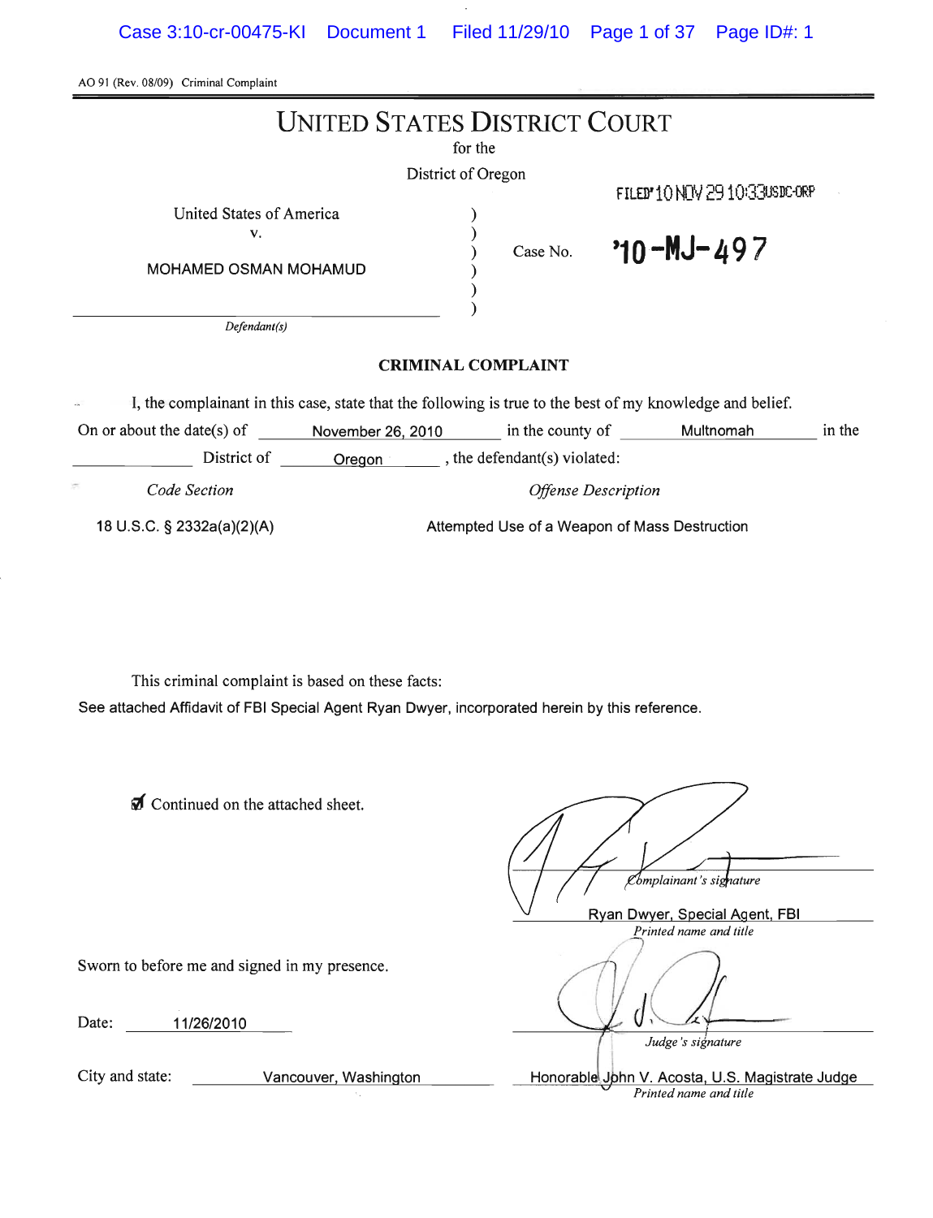AO 91 (Rev. 08/09) Criminal Complaint

# UNITED STATES DISTRICT COURT

for the

District of Oregon

FILED'10 NOV 29 10:33USDC-ORP

United States of America
v.

MOHAMED OSMAN MOHAMUD

*Defendant(s)*

Case No. '10-MJ-497

## CRIMINAL COMPLAINT

I, the complainant in this case, state that the following is true to the best of my knowledge and belief.

On or about the date(s) of November 26, 2010 in the county of Multnomah in the District of Oregon, the defendant(s) violated:

| *Code Section* | *Offense Description* |
|---|---|
| 18 U.S.C. § 2332a(a)(2)(A) | Attempted Use of a Weapon of Mass Destruction |

This criminal complaint is based on these facts:

See attached Affidavit of FBI Special Agent Ryan Dwyer, incorporated herein by this reference.

☑ Continued on the attached sheet.

*Complainant's signature*

Ryan Dwyer, Special Agent, FBI
*Printed name and title*

Sworn to before me and signed in my presence.

Date: 11/26/2010

*Judge's signature*

City and state: Vancouver, Washington

Honorable John V. Acosta, U.S. Magistrate Judge
*Printed name and title*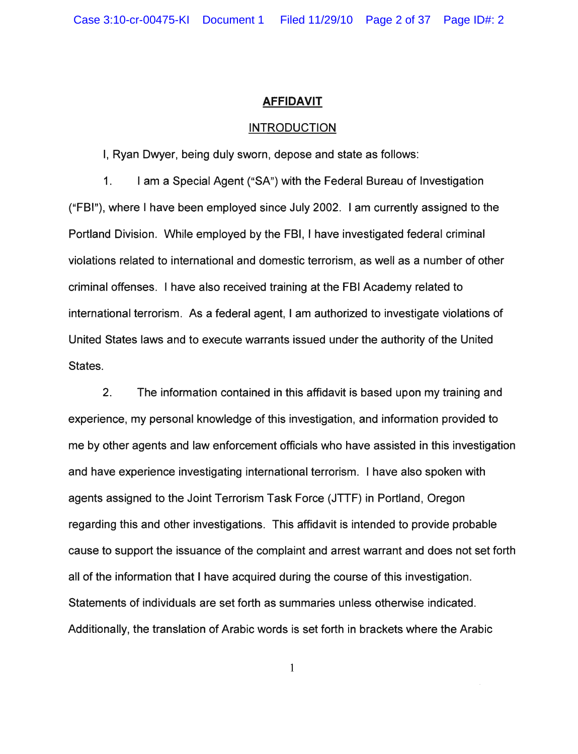# AFFIDAVIT

## INTRODUCTION

I, Ryan Dwyer, being duly sworn, depose and state as follows:

1. I am a Special Agent ("SA") with the Federal Bureau of Investigation ("FBI"), where I have been employed since July 2002. I am currently assigned to the Portland Division. While employed by the FBI, I have investigated federal criminal violations related to international and domestic terrorism, as well as a number of other criminal offenses. I have also received training at the FBI Academy related to international terrorism. As a federal agent, I am authorized to investigate violations of United States laws and to execute warrants issued under the authority of the United States.

2. The information contained in this affidavit is based upon my training and experience, my personal knowledge of this investigation, and information provided to me by other agents and law enforcement officials who have assisted in this investigation and have experience investigating international terrorism. I have also spoken with agents assigned to the Joint Terrorism Task Force (JTTF) in Portland, Oregon regarding this and other investigations. This affidavit is intended to provide probable cause to support the issuance of the complaint and arrest warrant and does not set forth all of the information that I have acquired during the course of this investigation. Statements of individuals are set forth as summaries unless otherwise indicated. Additionally, the translation of Arabic words is set forth in brackets where the Arabic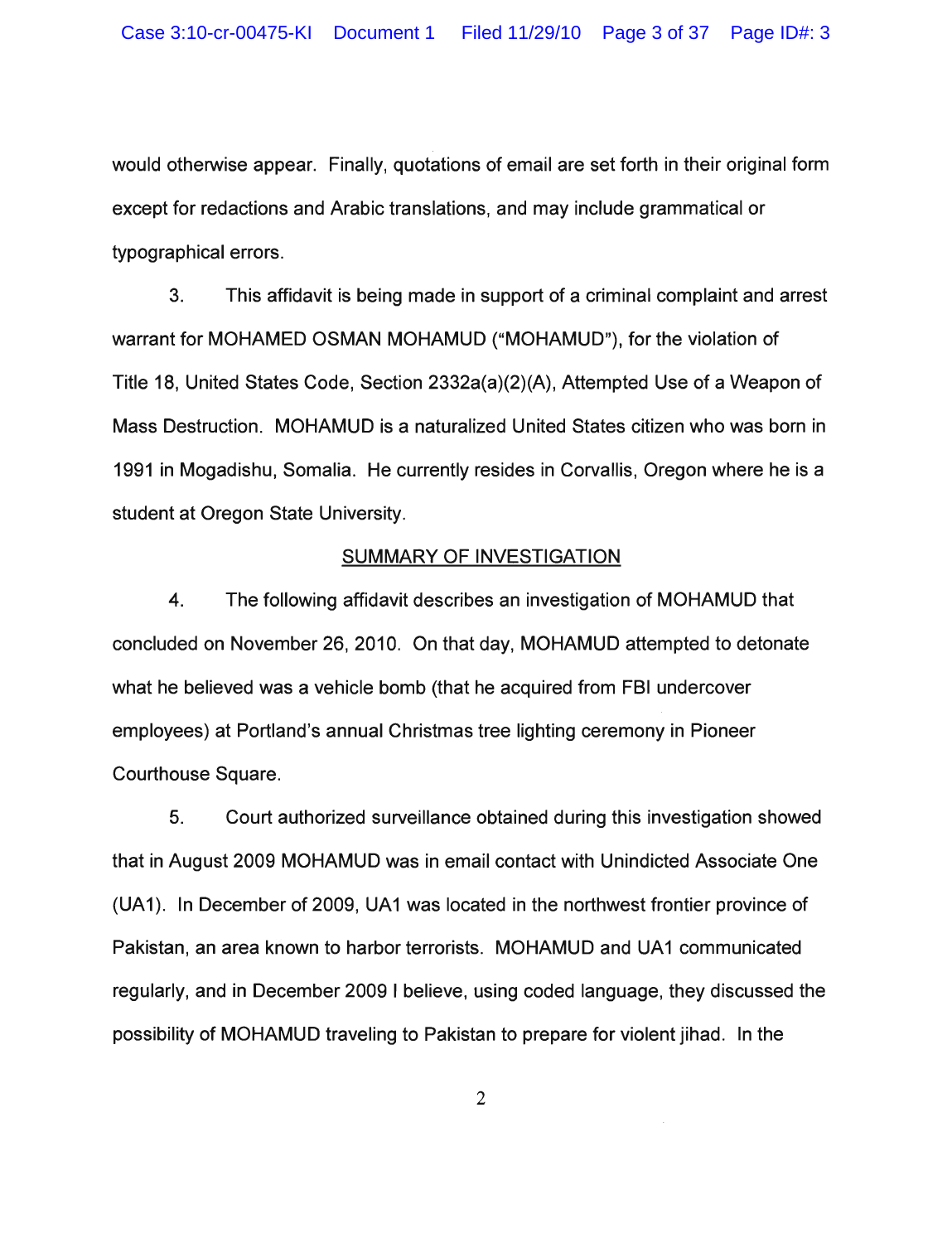would otherwise appear. Finally, quotations of email are set forth in their original form except for redactions and Arabic translations, and may include grammatical or typographical errors.

3. This affidavit is being made in support of a criminal complaint and arrest warrant for MOHAMED OSMAN MOHAMUD ("MOHAMUD"), for the violation of Title 18, United States Code, Section 2332a(a)(2)(A), Attempted Use of a Weapon of Mass Destruction. MOHAMUD is a naturalized United States citizen who was born in 1991 in Mogadishu, Somalia. He currently resides in Corvallis, Oregon where he is a student at Oregon State University.

## SUMMARY OF INVESTIGATION

4. The following affidavit describes an investigation of MOHAMUD that concluded on November 26, 2010. On that day, MOHAMUD attempted to detonate what he believed was a vehicle bomb (that he acquired from FBI undercover employees) at Portland's annual Christmas tree lighting ceremony in Pioneer Courthouse Square.

5. Court authorized surveillance obtained during this investigation showed that in August 2009 MOHAMUD was in email contact with Unindicted Associate One (UA1). In December of 2009, UA1 was located in the northwest frontier province of Pakistan, an area known to harbor terrorists. MOHAMUD and UA1 communicated regularly, and in December 2009 I believe, using coded language, they discussed the possibility of MOHAMUD traveling to Pakistan to prepare for violent jihad. In the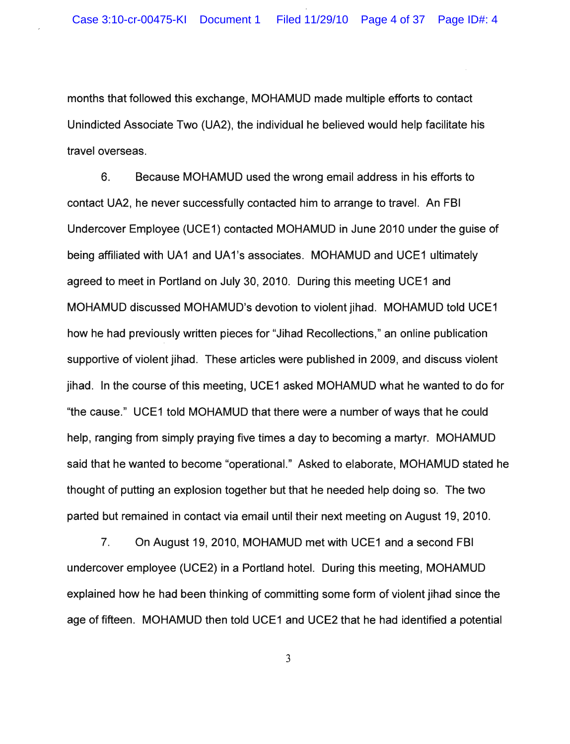months that followed this exchange, MOHAMUD made multiple efforts to contact Unindicted Associate Two (UA2), the individual he believed would help facilitate his travel overseas.

6. Because MOHAMUD used the wrong email address in his efforts to contact UA2, he never successfully contacted him to arrange to travel. An FBI Undercover Employee (UCE1) contacted MOHAMUD in June 2010 under the guise of being affiliated with UA1 and UA1's associates. MOHAMUD and UCE1 ultimately agreed to meet in Portland on July 30, 2010. During this meeting UCE1 and MOHAMUD discussed MOHAMUD's devotion to violent jihad. MOHAMUD told UCE1 how he had previously written pieces for "Jihad Recollections," an online publication supportive of violent jihad. These articles were published in 2009, and discuss violent jihad. In the course of this meeting, UCE1 asked MOHAMUD what he wanted to do for "the cause." UCE1 told MOHAMUD that there were a number of ways that he could help, ranging from simply praying five times a day to becoming a martyr. MOHAMUD said that he wanted to become "operational." Asked to elaborate, MOHAMUD stated he thought of putting an explosion together but that he needed help doing so. The two parted but remained in contact via email until their next meeting on August 19, 2010.

7. On August 19, 2010, MOHAMUD met with UCE1 and a second FBI undercover employee (UCE2) in a Portland hotel. During this meeting, MOHAMUD explained how he had been thinking of committing some form of violent jihad since the age of fifteen. MOHAMUD then told UCE1 and UCE2 that he had identified a potential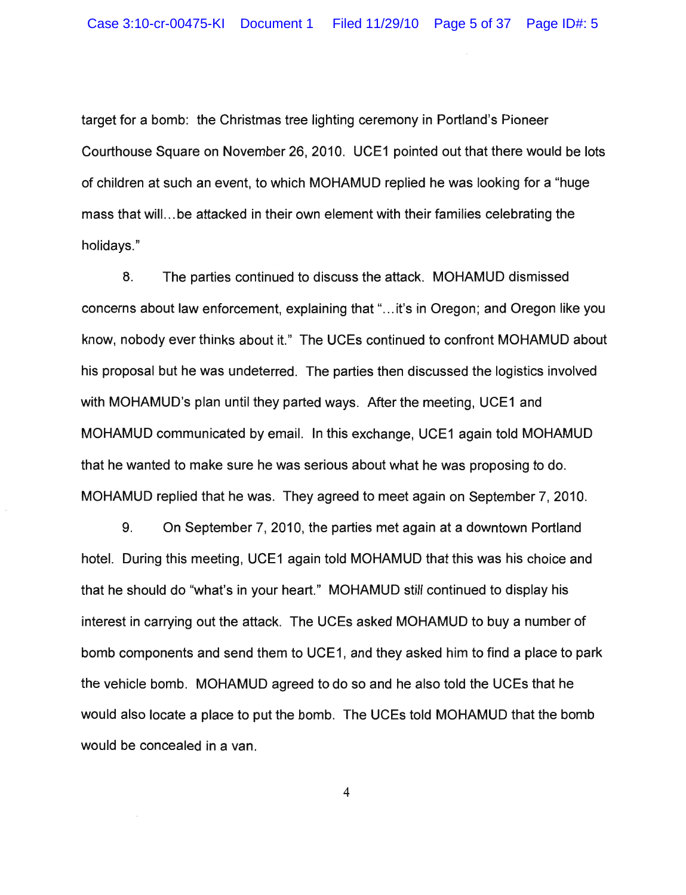target for a bomb: the Christmas tree lighting ceremony in Portland's Pioneer Courthouse Square on November 26, 2010. UCE1 pointed out that there would be lots of children at such an event, to which MOHAMUD replied he was looking for a "huge mass that will...be attacked in their own element with their families celebrating the holidays."

8. The parties continued to discuss the attack. MOHAMUD dismissed concerns about law enforcement, explaining that "...it's in Oregon; and Oregon like you know, nobody ever thinks about it." The UCEs continued to confront MOHAMUD about his proposal but he was undeterred. The parties then discussed the logistics involved with MOHAMUD's plan until they parted ways. After the meeting, UCE1 and MOHAMUD communicated by email. In this exchange, UCE1 again told MOHAMUD that he wanted to make sure he was serious about what he was proposing to do. MOHAMUD replied that he was. They agreed to meet again on September 7, 2010.

9. On September 7, 2010, the parties met again at a downtown Portland hotel. During this meeting, UCE1 again told MOHAMUD that this was his choice and that he should do "what's in your heart." MOHAMUD still continued to display his interest in carrying out the attack. The UCEs asked MOHAMUD to buy a number of bomb components and send them to UCE1, and they asked him to find a place to park the vehicle bomb. MOHAMUD agreed to do so and he also told the UCEs that he would also locate a place to put the bomb. The UCEs told MOHAMUD that the bomb would be concealed in a van.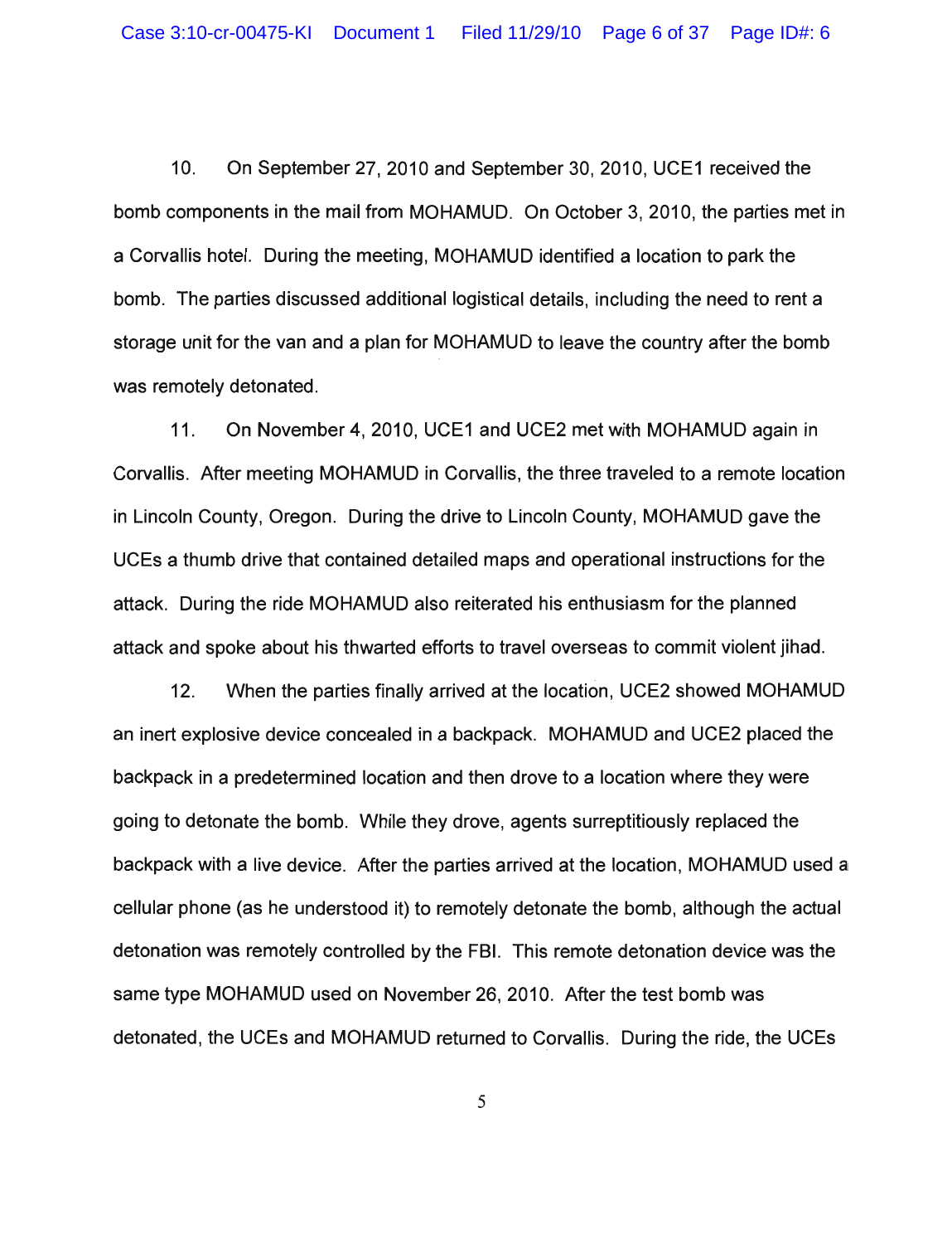10. On September 27, 2010 and September 30, 2010, UCE1 received the bomb components in the mail from MOHAMUD. On October 3, 2010, the parties met in a Corvallis hotel. During the meeting, MOHAMUD identified a location to park the bomb. The parties discussed additional logistical details, including the need to rent a storage unit for the van and a plan for MOHAMUD to leave the country after the bomb was remotely detonated.

11. On November 4, 2010, UCE1 and UCE2 met with MOHAMUD again in Corvallis. After meeting MOHAMUD in Corvallis, the three traveled to a remote location in Lincoln County, Oregon. During the drive to Lincoln County, MOHAMUD gave the UCEs a thumb drive that contained detailed maps and operational instructions for the attack. During the ride MOHAMUD also reiterated his enthusiasm for the planned attack and spoke about his thwarted efforts to travel overseas to commit violent jihad.

12. When the parties finally arrived at the location, UCE2 showed MOHAMUD an inert explosive device concealed in a backpack. MOHAMUD and UCE2 placed the backpack in a predetermined location and then drove to a location where they were going to detonate the bomb. While they drove, agents surreptitiously replaced the backpack with a live device. After the parties arrived at the location, MOHAMUD used a cellular phone (as he understood it) to remotely detonate the bomb, although the actual detonation was remotely controlled by the FBI. This remote detonation device was the same type MOHAMUD used on November 26, 2010. After the test bomb was detonated, the UCEs and MOHAMUD returned to Corvallis. During the ride, the UCEs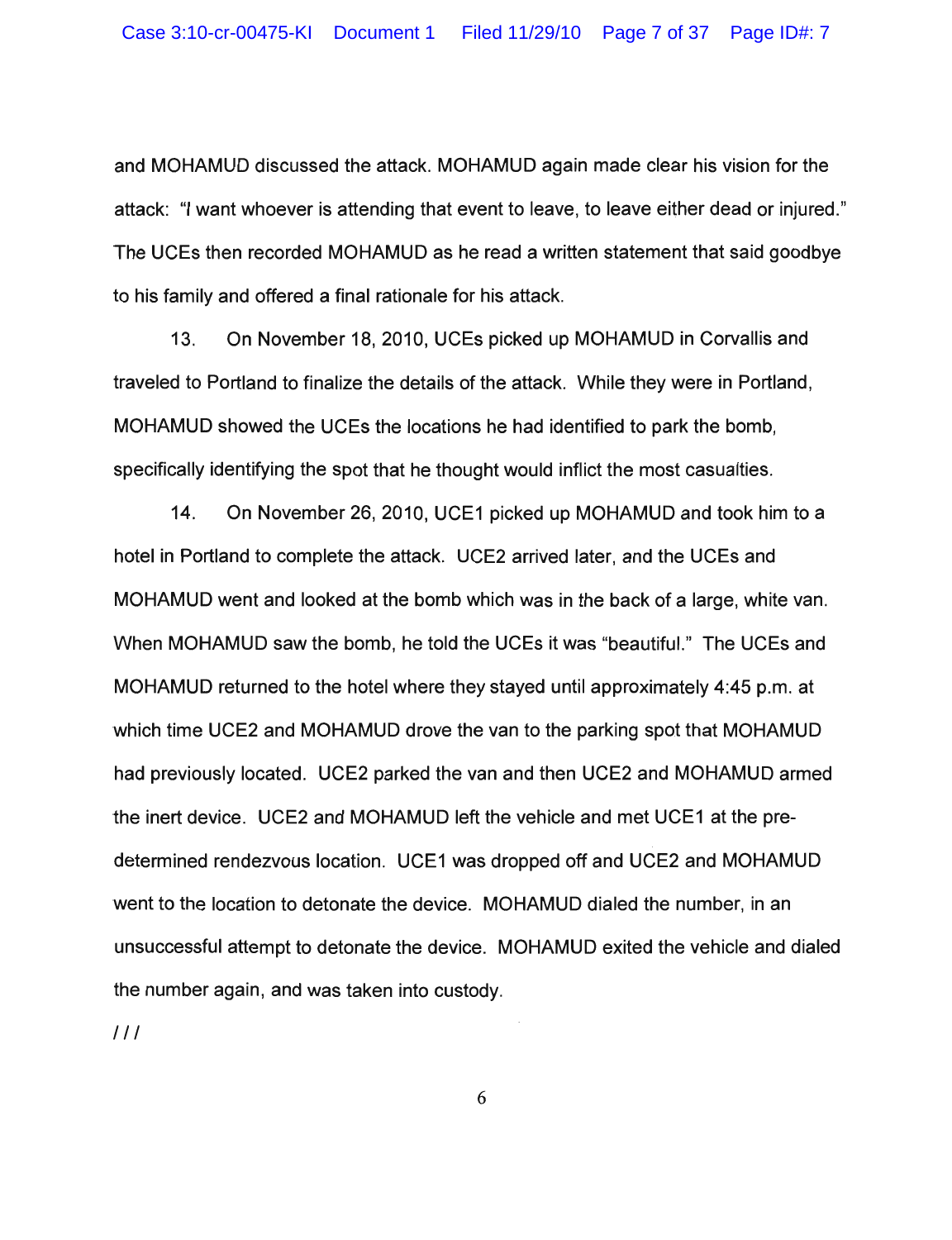and MOHAMUD discussed the attack. MOHAMUD again made clear his vision for the attack: "I want whoever is attending that event to leave, to leave either dead or injured." The UCEs then recorded MOHAMUD as he read a written statement that said goodbye to his family and offered a final rationale for his attack.

13. On November 18, 2010, UCEs picked up MOHAMUD in Corvallis and traveled to Portland to finalize the details of the attack. While they were in Portland, MOHAMUD showed the UCEs the locations he had identified to park the bomb, specifically identifying the spot that he thought would inflict the most casualties.

14. On November 26, 2010, UCE1 picked up MOHAMUD and took him to a hotel in Portland to complete the attack. UCE2 arrived later, and the UCEs and MOHAMUD went and looked at the bomb which was in the back of a large, white van. When MOHAMUD saw the bomb, he told the UCEs it was "beautiful." The UCEs and MOHAMUD returned to the hotel where they stayed until approximately 4:45 p.m. at which time UCE2 and MOHAMUD drove the van to the parking spot that MOHAMUD had previously located. UCE2 parked the van and then UCE2 and MOHAMUD armed the inert device. UCE2 and MOHAMUD left the vehicle and met UCE1 at the pre-determined rendezvous location. UCE1 was dropped off and UCE2 and MOHAMUD went to the location to detonate the device. MOHAMUD dialed the number, in an unsuccessful attempt to detonate the device. MOHAMUD exited the vehicle and dialed the number again, and was taken into custody.

///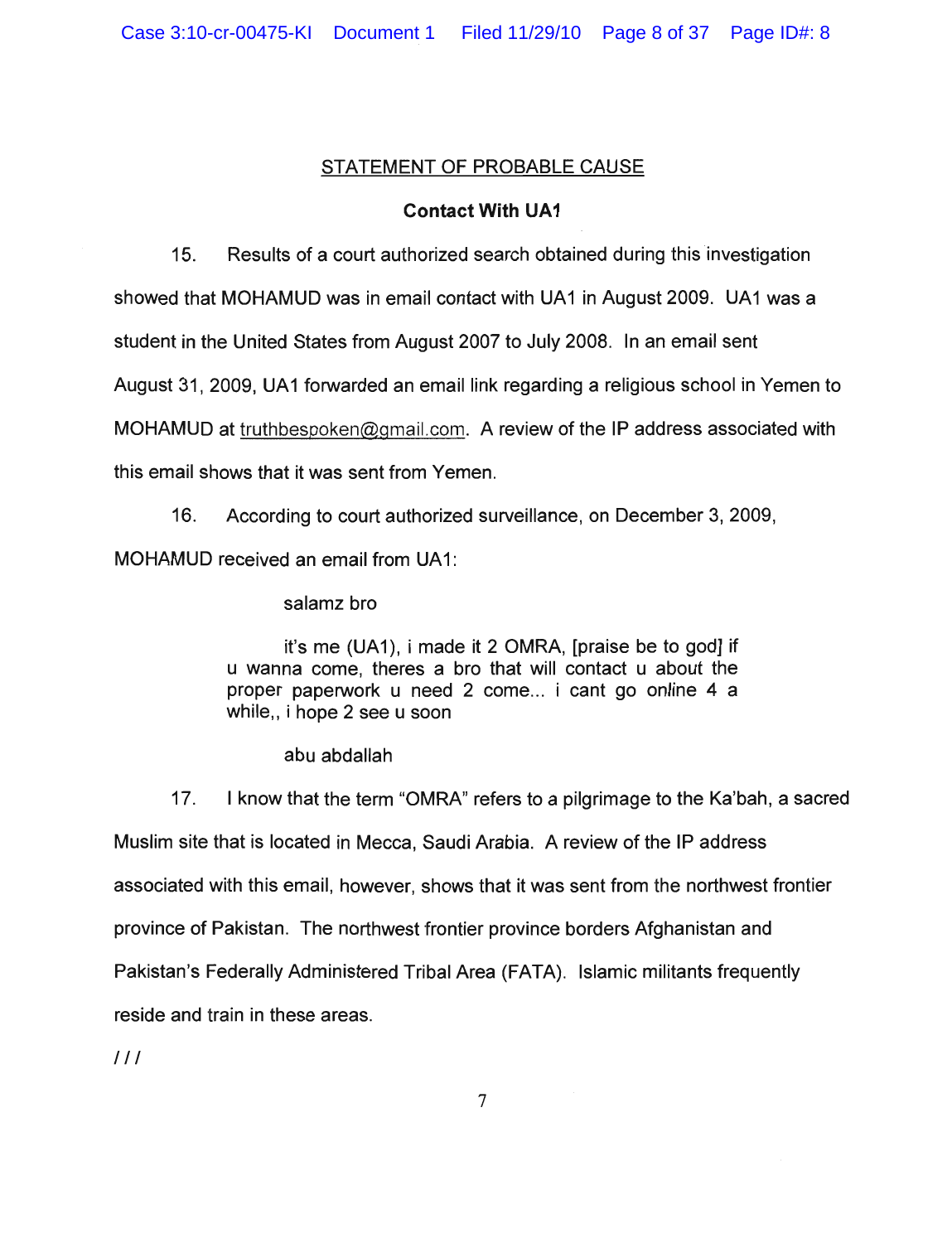## STATEMENT OF PROBABLE CAUSE

### Contact With UA1

15. Results of a court authorized search obtained during this investigation showed that MOHAMUD was in email contact with UA1 in August 2009. UA1 was a student in the United States from August 2007 to July 2008. In an email sent August 31, 2009, UA1 forwarded an email link regarding a religious school in Yemen to MOHAMUD at truthbespoken@gmail.com. A review of the IP address associated with this email shows that it was sent from Yemen.

16. According to court authorized surveillance, on December 3, 2009, MOHAMUD received an email from UA1:

> salamz bro
>
> it's me (UA1), i made it 2 OMRA, [praise be to god] if u wanna come, theres a bro that will contact u about the proper paperwork u need 2 come... i cant go online 4 a while,, i hope 2 see u soon
>
> abu abdallah

17. I know that the term "OMRA" refers to a pilgrimage to the Ka'bah, a sacred Muslim site that is located in Mecca, Saudi Arabia. A review of the IP address associated with this email, however, shows that it was sent from the northwest frontier province of Pakistan. The northwest frontier province borders Afghanistan and Pakistan's Federally Administered Tribal Area (FATA). Islamic militants frequently reside and train in these areas.

///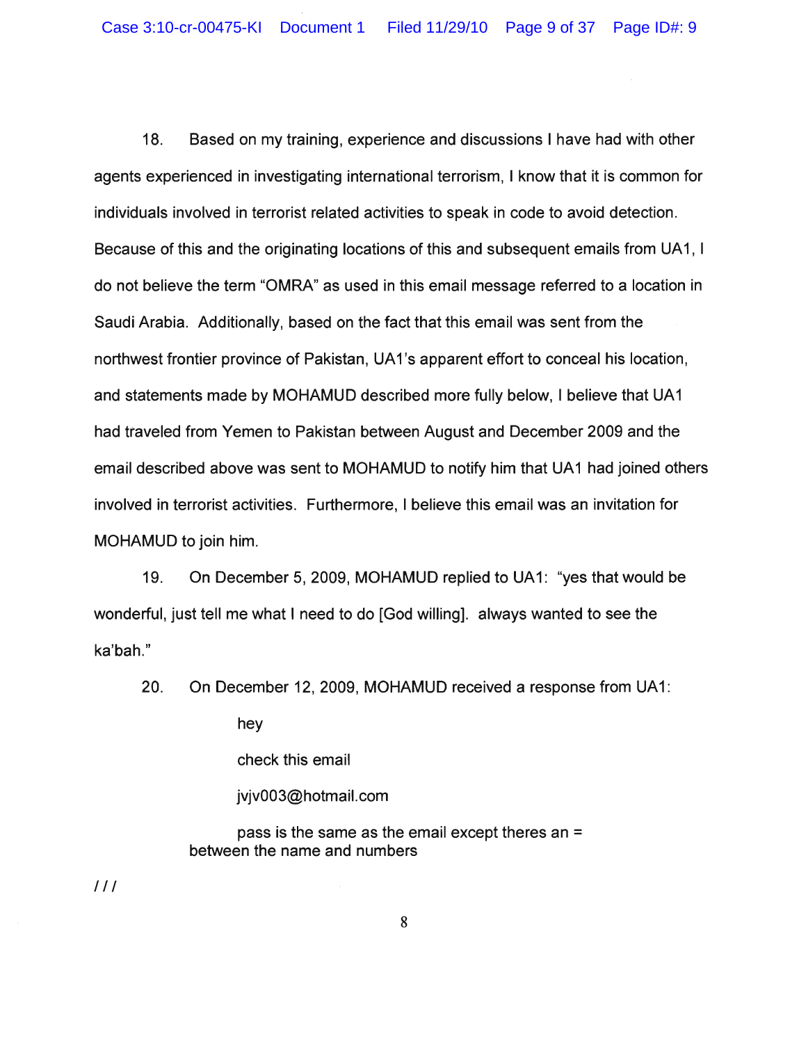18. Based on my training, experience and discussions I have had with other agents experienced in investigating international terrorism, I know that it is common for individuals involved in terrorist related activities to speak in code to avoid detection. Because of this and the originating locations of this and subsequent emails from UA1, I do not believe the term "OMRA" as used in this email message referred to a location in Saudi Arabia. Additionally, based on the fact that this email was sent from the northwest frontier province of Pakistan, UA1's apparent effort to conceal his location, and statements made by MOHAMUD described more fully below, I believe that UA1 had traveled from Yemen to Pakistan between August and December 2009 and the email described above was sent to MOHAMUD to notify him that UA1 had joined others involved in terrorist activities. Furthermore, I believe this email was an invitation for MOHAMUD to join him.

19. On December 5, 2009, MOHAMUD replied to UA1: "yes that would be wonderful, just tell me what I need to do [God willing]. always wanted to see the ka'bah."

20. On December 12, 2009, MOHAMUD received a response from UA1:

> hey
>
> check this email
>
> jvjv003@hotmail.com
>
> pass is the same as the email except theres an = between the name and numbers

///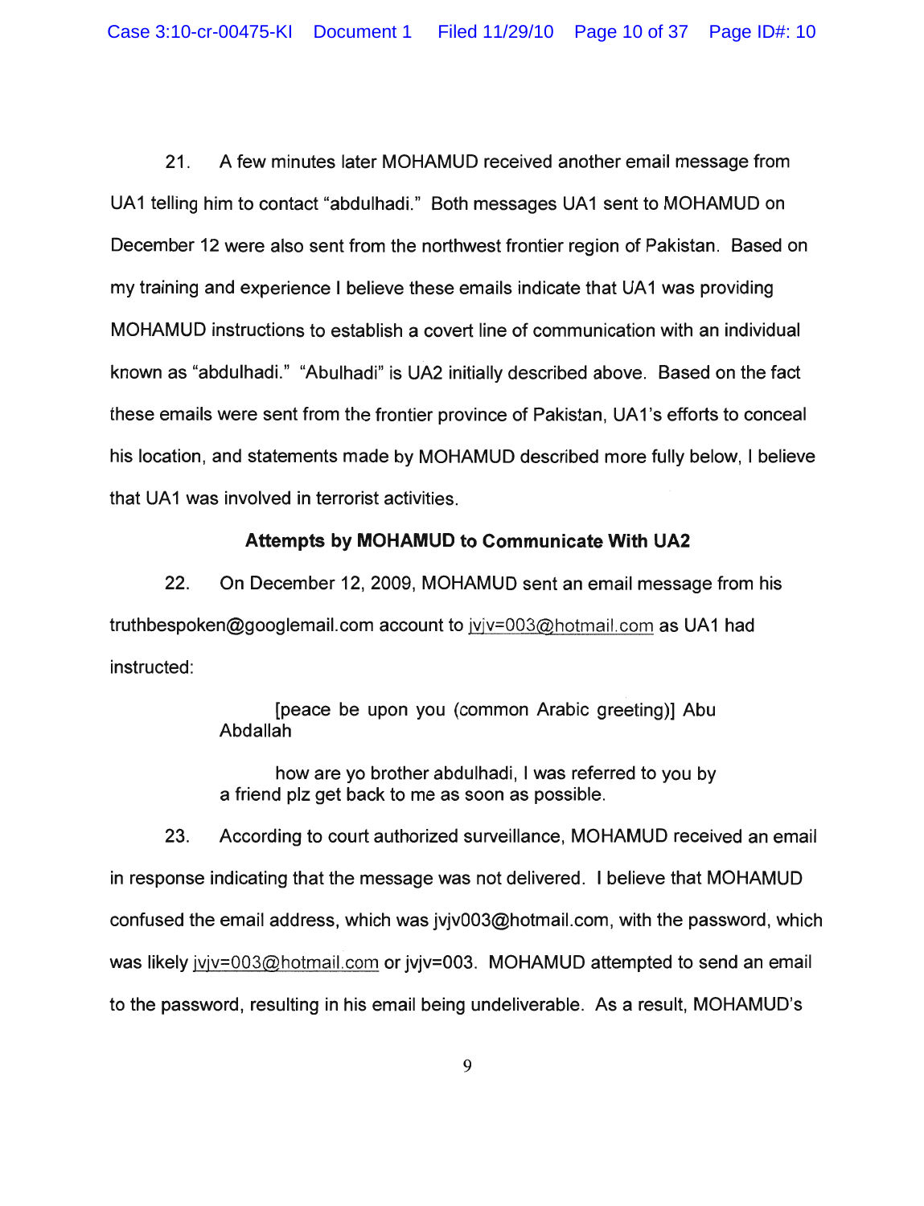21. A few minutes later MOHAMUD received another email message from UA1 telling him to contact "abdulhadi." Both messages UA1 sent to MOHAMUD on December 12 were also sent from the northwest frontier region of Pakistan. Based on my training and experience I believe these emails indicate that UA1 was providing MOHAMUD instructions to establish a covert line of communication with an individual known as "abdulhadi." "Abulhadi" is UA2 initially described above. Based on the fact these emails were sent from the frontier province of Pakistan, UA1's efforts to conceal his location, and statements made by MOHAMUD described more fully below, I believe that UA1 was involved in terrorist activities.

### Attempts by MOHAMUD to Communicate With UA2

22. On December 12, 2009, MOHAMUD sent an email message from his truthbespoken@googlemail.com account to jvjv=003@hotmail.com as UA1 had instructed:

> [peace be upon you (common Arabic greeting)] Abu Abdallah
>
> how are yo brother abdulhadi, I was referred to you by a friend plz get back to me as soon as possible.

23. According to court authorized surveillance, MOHAMUD received an email in response indicating that the message was not delivered. I believe that MOHAMUD confused the email address, which was jvjv003@hotmail.com, with the password, which was likely jvjv=003@hotmail.com or jvjv=003. MOHAMUD attempted to send an email to the password, resulting in his email being undeliverable. As a result, MOHAMUD's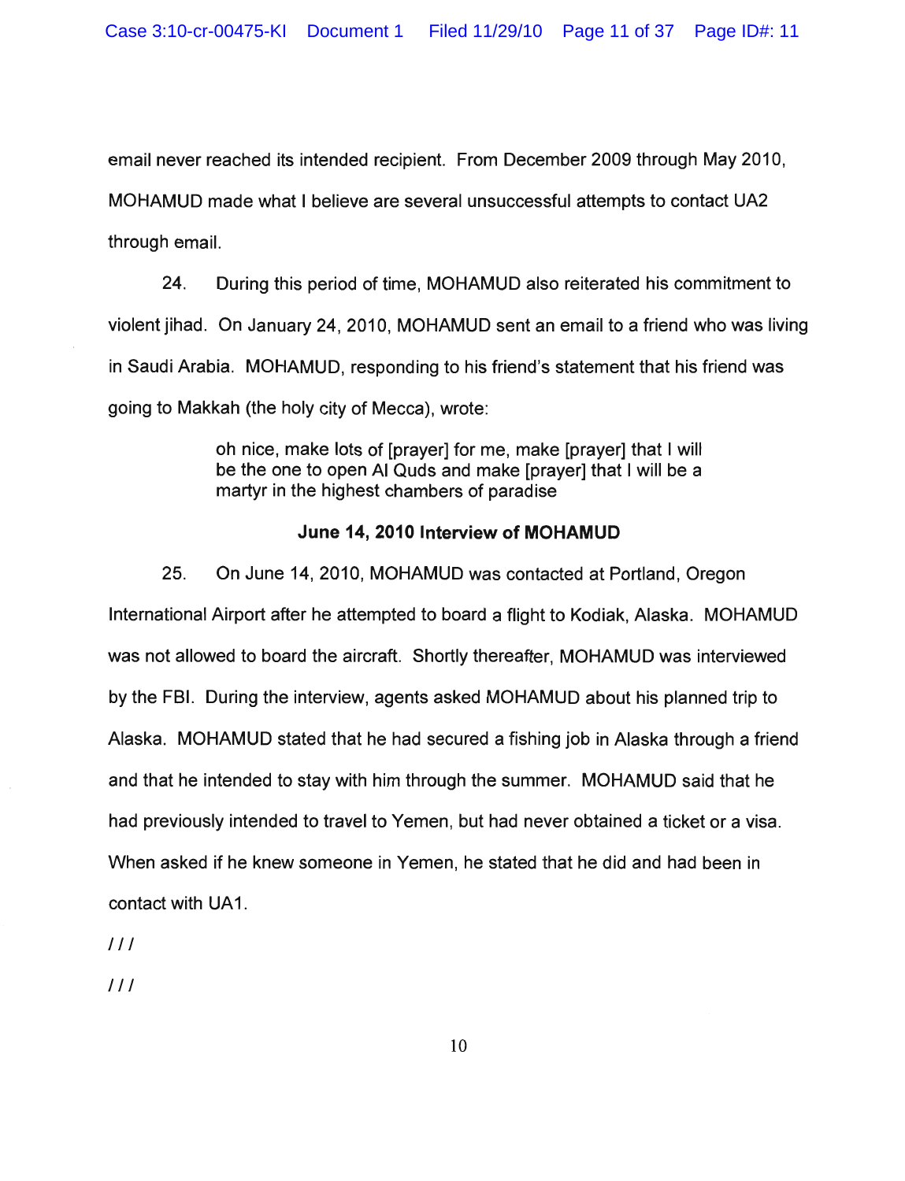email never reached its intended recipient. From December 2009 through May 2010, MOHAMUD made what I believe are several unsuccessful attempts to contact UA2 through email.

24. During this period of time, MOHAMUD also reiterated his commitment to violent jihad. On January 24, 2010, MOHAMUD sent an email to a friend who was living in Saudi Arabia. MOHAMUD, responding to his friend's statement that his friend was going to Makkah (the holy city of Mecca), wrote:

> oh nice, make lots of [prayer] for me, make [prayer] that I will be the one to open Al Quds and make [prayer] that I will be a martyr in the highest chambers of paradise

**June 14, 2010 Interview of MOHAMUD**

25. On June 14, 2010, MOHAMUD was contacted at Portland, Oregon International Airport after he attempted to board a flight to Kodiak, Alaska. MOHAMUD was not allowed to board the aircraft. Shortly thereafter, MOHAMUD was interviewed by the FBI. During the interview, agents asked MOHAMUD about his planned trip to Alaska. MOHAMUD stated that he had secured a fishing job in Alaska through a friend and that he intended to stay with him through the summer. MOHAMUD said that he had previously intended to travel to Yemen, but had never obtained a ticket or a visa. When asked if he knew someone in Yemen, he stated that he did and had been in contact with UA1.

///

///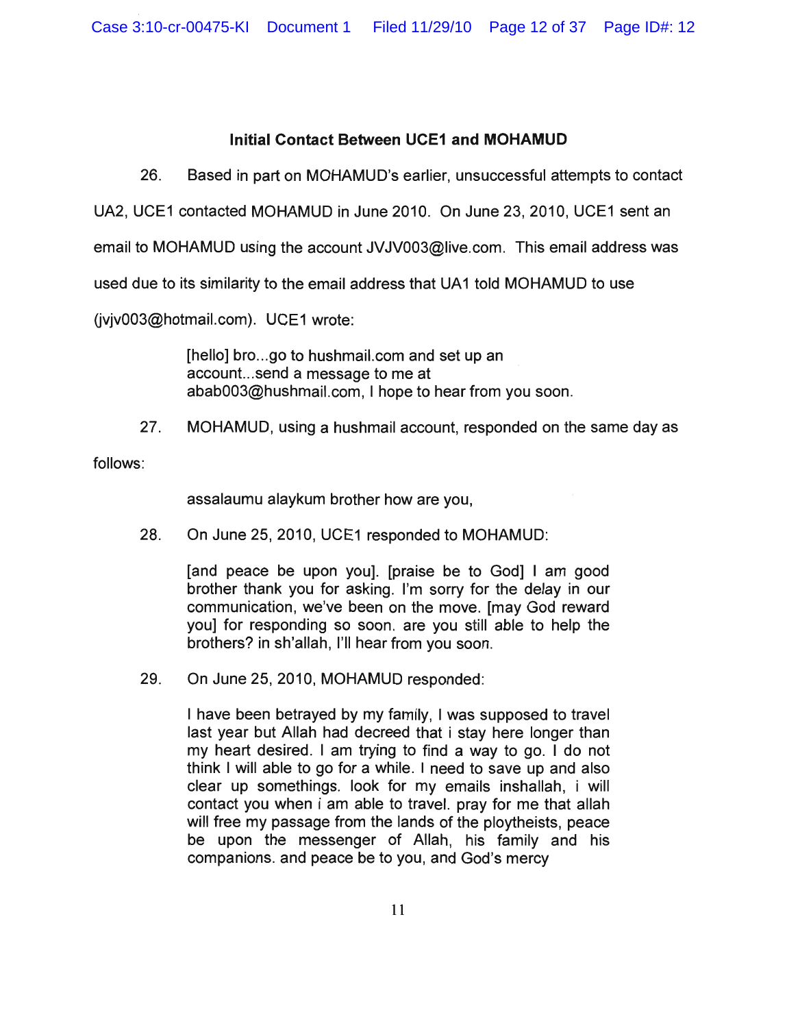### Initial Contact Between UCE1 and MOHAMUD

26. Based in part on MOHAMUD's earlier, unsuccessful attempts to contact UA2, UCE1 contacted MOHAMUD in June 2010. On June 23, 2010, UCE1 sent an email to MOHAMUD using the account JVJV003@live.com. This email address was used due to its similarity to the email address that UA1 told MOHAMUD to use (jvjv003@hotmail.com). UCE1 wrote:

> [hello] bro...go to hushmail.com and set up an account...send a message to me at abab003@hushmail.com, I hope to hear from you soon.

27. MOHAMUD, using a hushmail account, responded on the same day as follows:

> assalaumu alaykum brother how are you,

28. On June 25, 2010, UCE1 responded to MOHAMUD:

> [and peace be upon you]. [praise be to God] I am good brother thank you for asking. I'm sorry for the delay in our communication, we've been on the move. [may God reward you] for responding so soon. are you still able to help the brothers? in sh'allah, I'll hear from you soon.

29. On June 25, 2010, MOHAMUD responded:

> I have been betrayed by my family, I was supposed to travel last year but Allah had decreed that i stay here longer than my heart desired. I am trying to find a way to go. I do not think I will able to go for a while. I need to save up and also clear up somethings. look for my emails inshallah, i will contact you when i am able to travel. pray for me that allah will free my passage from the lands of the ploytheists, peace be upon the messenger of Allah, his family and his companions. and peace be to you, and God's mercy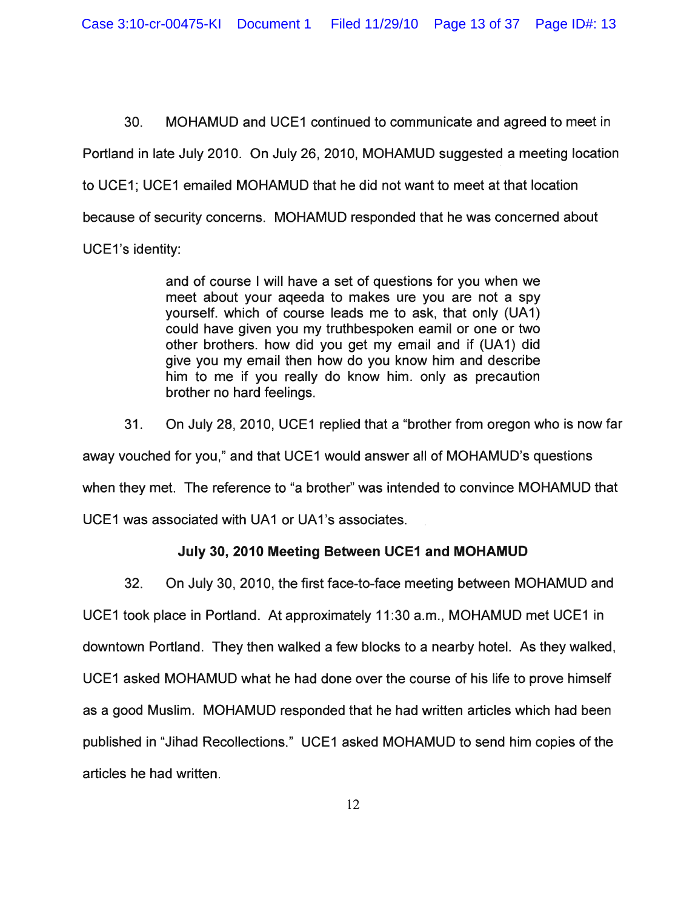30. MOHAMUD and UCE1 continued to communicate and agreed to meet in Portland in late July 2010. On July 26, 2010, MOHAMUD suggested a meeting location to UCE1; UCE1 emailed MOHAMUD that he did not want to meet at that location because of security concerns. MOHAMUD responded that he was concerned about UCE1's identity:

> and of course I will have a set of questions for you when we meet about your aqeeda to makes ure you are not a spy yourself. which of course leads me to ask, that only (UA1) could have given you my truthbespoken eamil or one or two other brothers. how did you get my email and if (UA1) did give you my email then how do you know him and describe him to me if you really do know him. only as precaution brother no hard feelings.

31. On July 28, 2010, UCE1 replied that a "brother from oregon who is now far away vouched for you," and that UCE1 would answer all of MOHAMUD's questions when they met. The reference to "a brother" was intended to convince MOHAMUD that UCE1 was associated with UA1 or UA1's associates.

**July 30, 2010 Meeting Between UCE1 and MOHAMUD**

32. On July 30, 2010, the first face-to-face meeting between MOHAMUD and UCE1 took place in Portland. At approximately 11:30 a.m., MOHAMUD met UCE1 in downtown Portland. They then walked a few blocks to a nearby hotel. As they walked, UCE1 asked MOHAMUD what he had done over the course of his life to prove himself as a good Muslim. MOHAMUD responded that he had written articles which had been published in "Jihad Recollections." UCE1 asked MOHAMUD to send him copies of the articles he had written.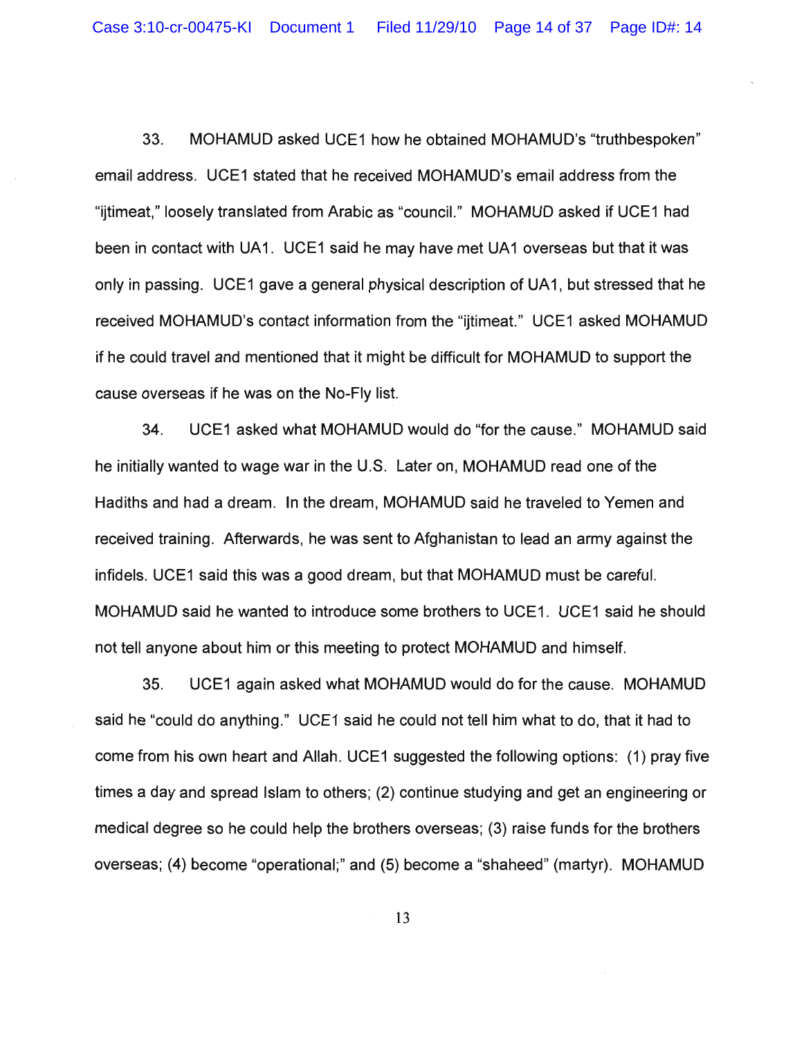33. MOHAMUD asked UCE1 how he obtained MOHAMUD's "truthbespoken" email address. UCE1 stated that he received MOHAMUD's email address from the "ijtimeat," loosely translated from Arabic as "council." MOHAMUD asked if UCE1 had been in contact with UA1. UCE1 said he may have met UA1 overseas but that it was only in passing. UCE1 gave a general physical description of UA1, but stressed that he received MOHAMUD's contact information from the "ijtimeat." UCE1 asked MOHAMUD if he could travel and mentioned that it might be difficult for MOHAMUD to support the cause overseas if he was on the No-Fly list.

34. UCE1 asked what MOHAMUD would do "for the cause." MOHAMUD said he initially wanted to wage war in the U.S. Later on, MOHAMUD read one of the Hadiths and had a dream. In the dream, MOHAMUD said he traveled to Yemen and received training. Afterwards, he was sent to Afghanistan to lead an army against the infidels. UCE1 said this was a good dream, but that MOHAMUD must be careful. MOHAMUD said he wanted to introduce some brothers to UCE1. UCE1 said he should not tell anyone about him or this meeting to protect MOHAMUD and himself.

35. UCE1 again asked what MOHAMUD would do for the cause. MOHAMUD said he "could do anything." UCE1 said he could not tell him what to do, that it had to come from his own heart and Allah. UCE1 suggested the following options: (1) pray five times a day and spread Islam to others; (2) continue studying and get an engineering or medical degree so he could help the brothers overseas; (3) raise funds for the brothers overseas; (4) become "operational;" and (5) become a "shaheed" (martyr). MOHAMUD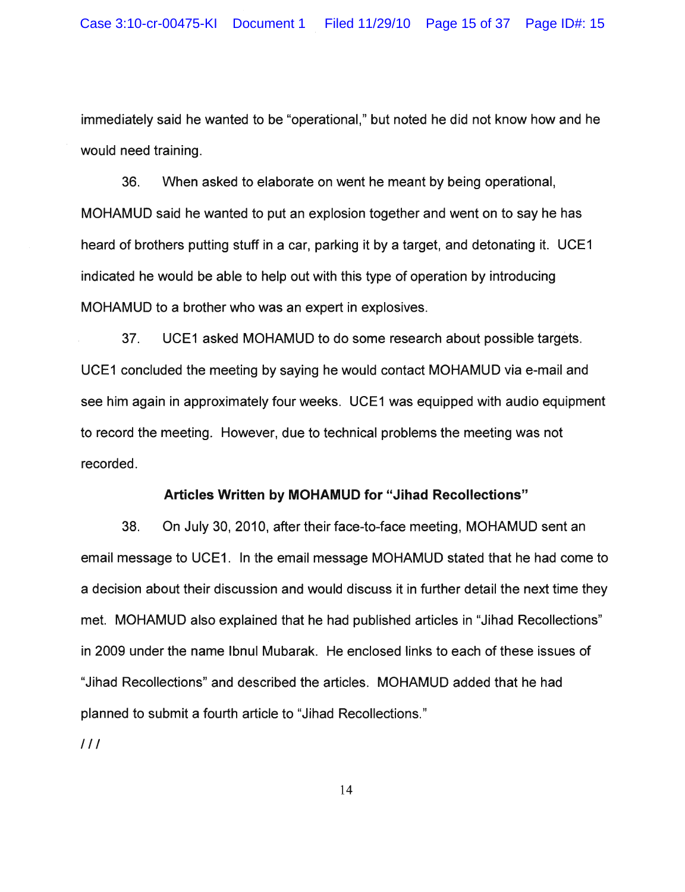immediately said he wanted to be "operational," but noted he did not know how and he would need training.

36. When asked to elaborate on went he meant by being operational, MOHAMUD said he wanted to put an explosion together and went on to say he has heard of brothers putting stuff in a car, parking it by a target, and detonating it. UCE1 indicated he would be able to help out with this type of operation by introducing MOHAMUD to a brother who was an expert in explosives.

37. UCE1 asked MOHAMUD to do some research about possible targets. UCE1 concluded the meeting by saying he would contact MOHAMUD via e-mail and see him again in approximately four weeks. UCE1 was equipped with audio equipment to record the meeting. However, due to technical problems the meeting was not recorded.

**Articles Written by MOHAMUD for "Jihad Recollections"**

38. On July 30, 2010, after their face-to-face meeting, MOHAMUD sent an email message to UCE1. In the email message MOHAMUD stated that he had come to a decision about their discussion and would discuss it in further detail the next time they met. MOHAMUD also explained that he had published articles in "Jihad Recollections" in 2009 under the name Ibnul Mubarak. He enclosed links to each of these issues of "Jihad Recollections" and described the articles. MOHAMUD added that he had planned to submit a fourth article to "Jihad Recollections."

///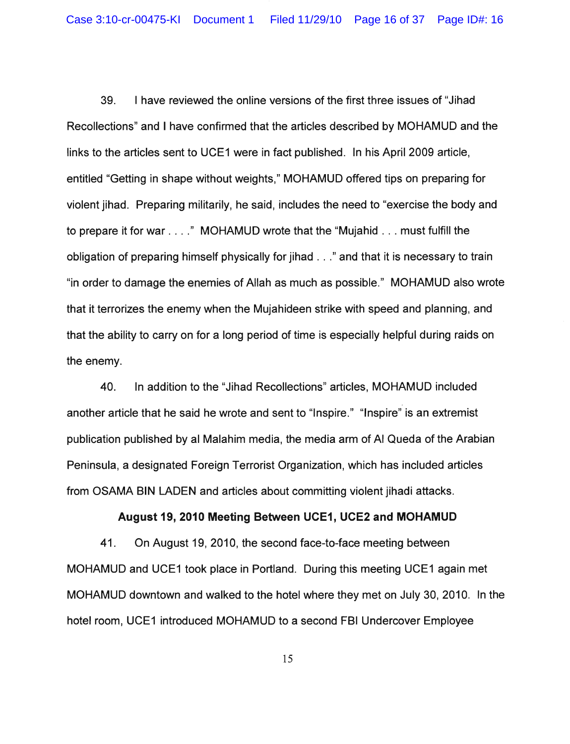39. I have reviewed the online versions of the first three issues of "Jihad Recollections" and I have confirmed that the articles described by MOHAMUD and the links to the articles sent to UCE1 were in fact published. In his April 2009 article, entitled "Getting in shape without weights," MOHAMUD offered tips on preparing for violent jihad. Preparing militarily, he said, includes the need to "exercise the body and to prepare it for war . . . ." MOHAMUD wrote that the "Mujahid . . . must fulfill the obligation of preparing himself physically for jihad . . ." and that it is necessary to train "in order to damage the enemies of Allah as much as possible." MOHAMUD also wrote that it terrorizes the enemy when the Mujahideen strike with speed and planning, and that the ability to carry on for a long period of time is especially helpful during raids on the enemy.

40. In addition to the "Jihad Recollections" articles, MOHAMUD included another article that he said he wrote and sent to "Inspire." "Inspire" is an extremist publication published by al Malahim media, the media arm of Al Queda of the Arabian Peninsula, a designated Foreign Terrorist Organization, which has included articles from OSAMA BIN LADEN and articles about committing violent jihadi attacks.

**August 19, 2010 Meeting Between UCE1, UCE2 and MOHAMUD**

41. On August 19, 2010, the second face-to-face meeting between MOHAMUD and UCE1 took place in Portland. During this meeting UCE1 again met MOHAMUD downtown and walked to the hotel where they met on July 30, 2010. In the hotel room, UCE1 introduced MOHAMUD to a second FBI Undercover Employee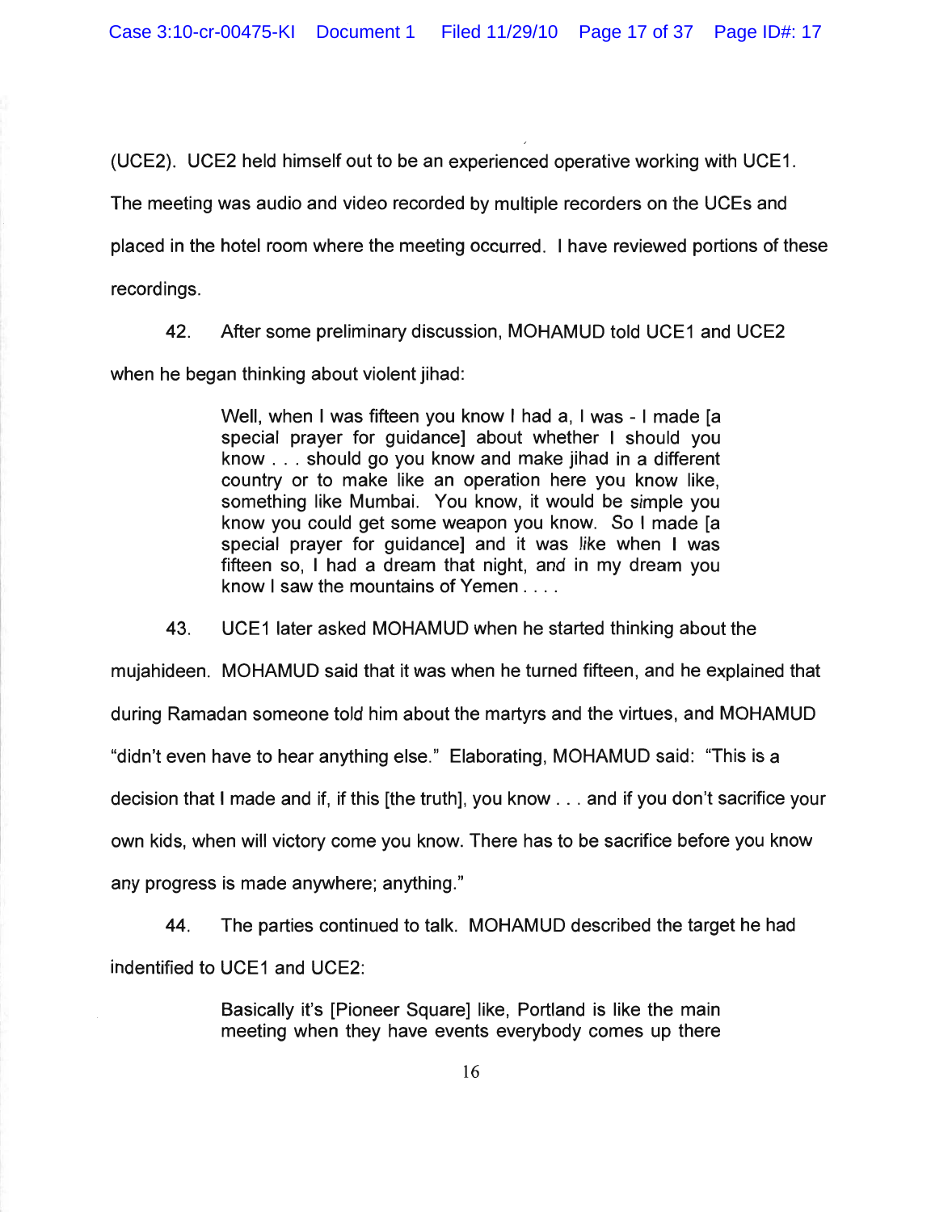(UCE2). UCE2 held himself out to be an experienced operative working with UCE1. The meeting was audio and video recorded by multiple recorders on the UCEs and placed in the hotel room where the meeting occurred. I have reviewed portions of these recordings.

42. After some preliminary discussion, MOHAMUD told UCE1 and UCE2 when he began thinking about violent jihad:

> Well, when I was fifteen you know I had a, I was - I made [a special prayer for guidance] about whether I should you know . . . should go you know and make jihad in a different country or to make like an operation here you know like, something like Mumbai. You know, it would be simple you know you could get some weapon you know. So I made [a special prayer for guidance] and it was like when I was fifteen so, I had a dream that night, and in my dream you know I saw the mountains of Yemen . . . .

43. UCE1 later asked MOHAMUD when he started thinking about the mujahideen. MOHAMUD said that it was when he turned fifteen, and he explained that during Ramadan someone told him about the martyrs and the virtues, and MOHAMUD "didn't even have to hear anything else." Elaborating, MOHAMUD said: "This is a decision that I made and if, if this [the truth], you know . . . and if you don't sacrifice your own kids, when will victory come you know. There has to be sacrifice before you know any progress is made anywhere; anything."

44. The parties continued to talk. MOHAMUD described the target he had indentified to UCE1 and UCE2:

> Basically it's [Pioneer Square] like, Portland is like the main meeting when they have events everybody comes up there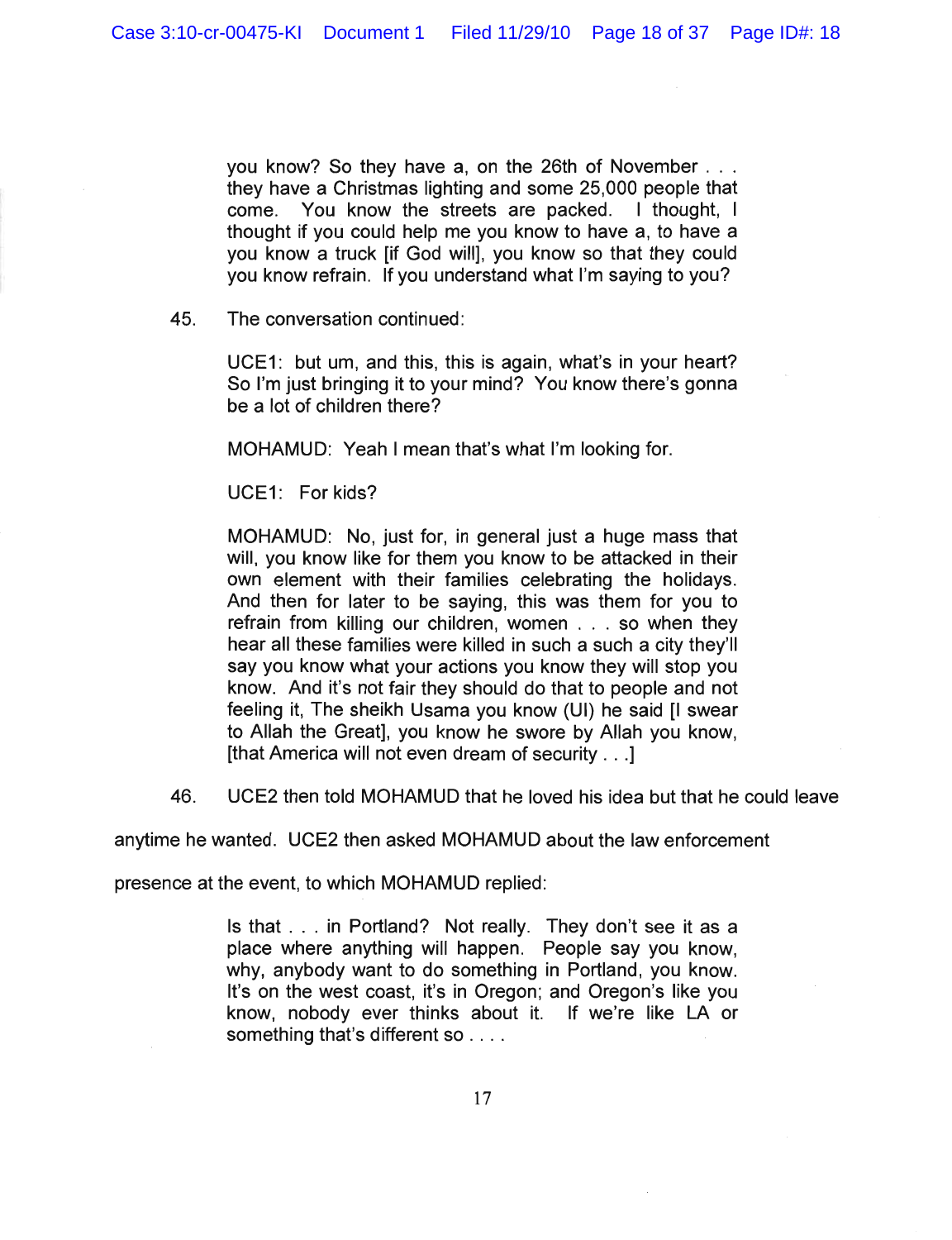> you know? So they have a, on the 26th of November . . . they have a Christmas lighting and some 25,000 people that come. You know the streets are packed. I thought, I thought if you could help me you know to have a, to have a you know a truck [if God will], you know so that they could you know refrain. If you understand what I'm saying to you?

45. The conversation continued:

> UCE1: but um, and this, this is again, what's in your heart? So I'm just bringing it to your mind? You know there's gonna be a lot of children there?
>
> MOHAMUD: Yeah I mean that's what I'm looking for.
>
> UCE1: For kids?
>
> MOHAMUD: No, just for, in general just a huge mass that will, you know like for them you know to be attacked in their own element with their families celebrating the holidays. And then for later to be saying, this was them for you to refrain from killing our children, women . . . so when they hear all these families were killed in such a such a city they'll say you know what your actions you know they will stop you know. And it's not fair they should do that to people and not feeling it, The sheikh Usama you know (UI) he said [I swear to Allah the Great], you know he swore by Allah you know, [that America will not even dream of security . . .]

46. UCE2 then told MOHAMUD that he loved his idea but that he could leave anytime he wanted. UCE2 then asked MOHAMUD about the law enforcement presence at the event, to which MOHAMUD replied:

> Is that . . . in Portland? Not really. They don't see it as a place where anything will happen. People say you know, why, anybody want to do something in Portland, you know. It's on the west coast, it's in Oregon; and Oregon's like you know, nobody ever thinks about it. If we're like LA or something that's different so . . . .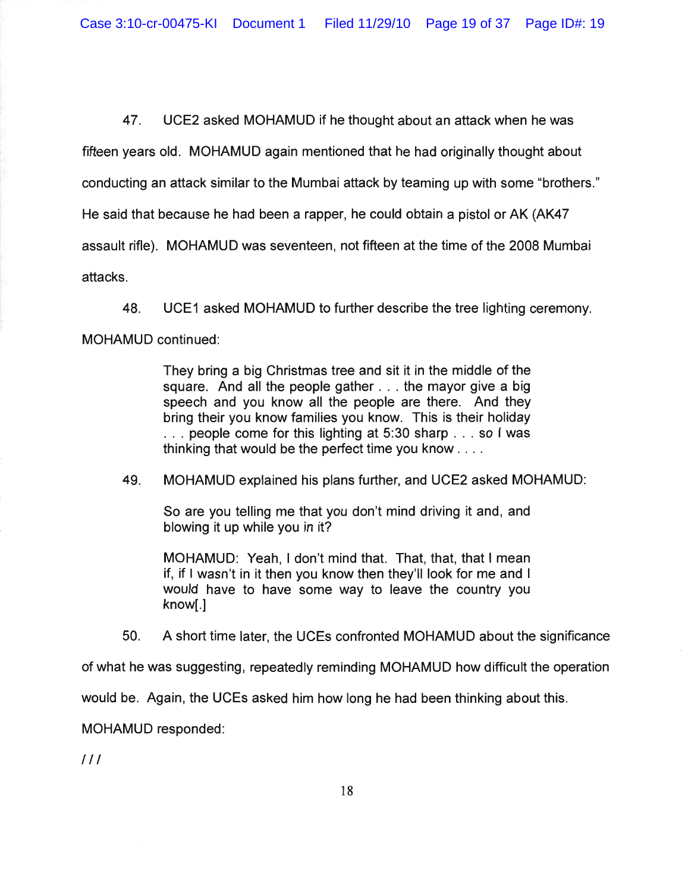47. UCE2 asked MOHAMUD if he thought about an attack when he was fifteen years old. MOHAMUD again mentioned that he had originally thought about conducting an attack similar to the Mumbai attack by teaming up with some "brothers." He said that because he had been a rapper, he could obtain a pistol or AK (AK47 assault rifle). MOHAMUD was seventeen, not fifteen at the time of the 2008 Mumbai attacks.

48. UCE1 asked MOHAMUD to further describe the tree lighting ceremony. MOHAMUD continued:

> They bring a big Christmas tree and sit it in the middle of the square. And all the people gather . . . the mayor give a big speech and you know all the people are there. And they bring their you know families you know. This is their holiday . . . people come for this lighting at 5:30 sharp . . . so I was thinking that would be the perfect time you know . . . .

49. MOHAMUD explained his plans further, and UCE2 asked MOHAMUD:

> So are you telling me that you don't mind driving it and, and blowing it up while you in it?
>
> MOHAMUD: Yeah, I don't mind that. That, that, that I mean if, if I wasn't in it then you know then they'll look for me and I would have to have some way to leave the country you know[.]

50. A short time later, the UCEs confronted MOHAMUD about the significance of what he was suggesting, repeatedly reminding MOHAMUD how difficult the operation would be. Again, the UCEs asked him how long he had been thinking about this. MOHAMUD responded:

///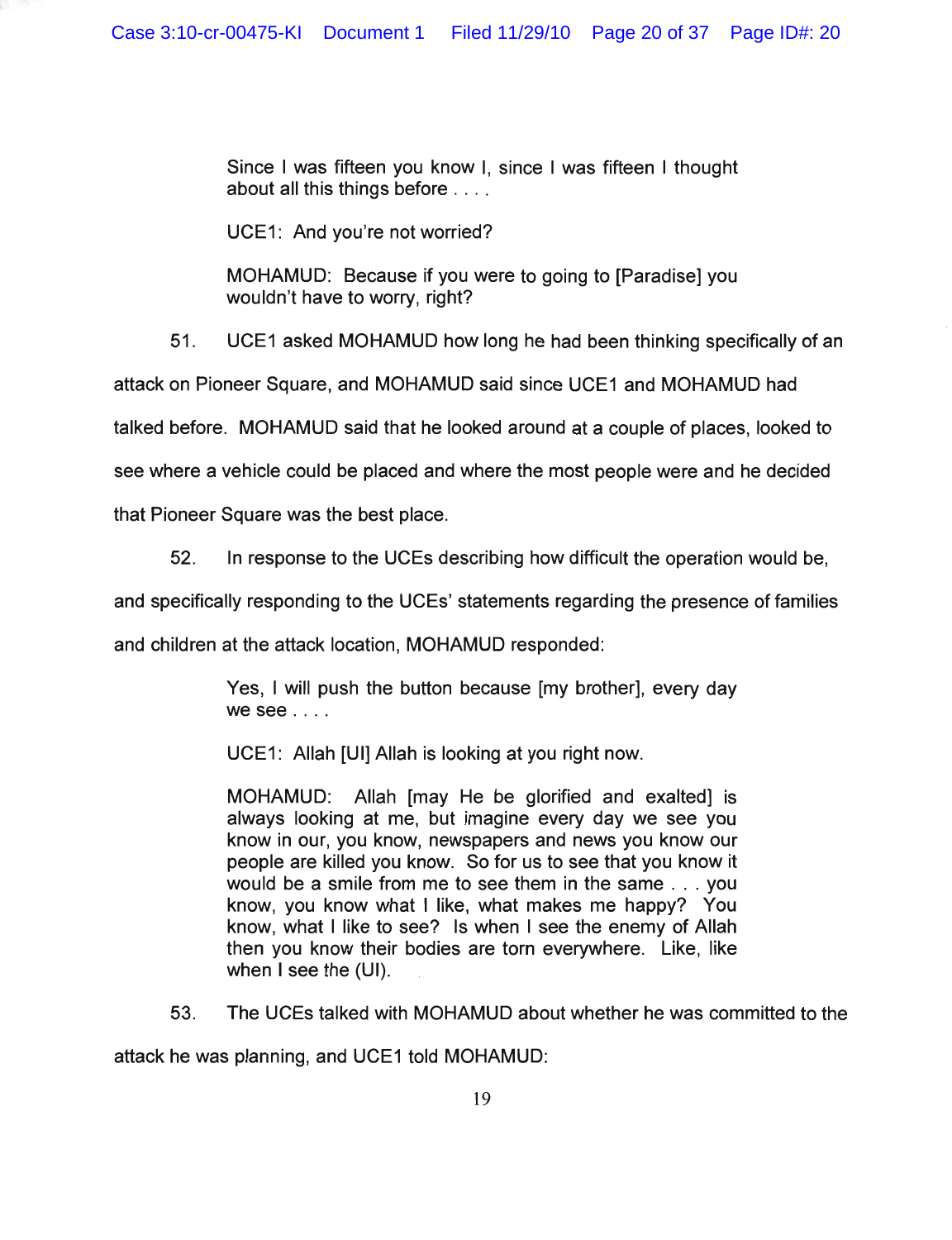> Since I was fifteen you know I, since I was fifteen I thought about all this things before . . . .
>
> UCE1: And you're not worried?
>
> MOHAMUD: Because if you were to going to [Paradise] you wouldn't have to worry, right?

51. UCE1 asked MOHAMUD how long he had been thinking specifically of an attack on Pioneer Square, and MOHAMUD said since UCE1 and MOHAMUD had talked before. MOHAMUD said that he looked around at a couple of places, looked to see where a vehicle could be placed and where the most people were and he decided that Pioneer Square was the best place.

52. In response to the UCEs describing how difficult the operation would be, and specifically responding to the UCEs' statements regarding the presence of families and children at the attack location, MOHAMUD responded:

> Yes, I will push the button because [my brother], every day we see . . . .
>
> UCE1: Allah [UI] Allah is looking at you right now.
>
> MOHAMUD: Allah [may He be glorified and exalted] is always looking at me, but imagine every day we see you know in our, you know, newspapers and news you know our people are killed you know. So for us to see that you know it would be a smile from me to see them in the same . . . you know, you know what I like, what makes me happy? You know, what I like to see? Is when I see the enemy of Allah then you know their bodies are torn everywhere. Like, like when I see the (UI).

53. The UCEs talked with MOHAMUD about whether he was committed to the attack he was planning, and UCE1 told MOHAMUD: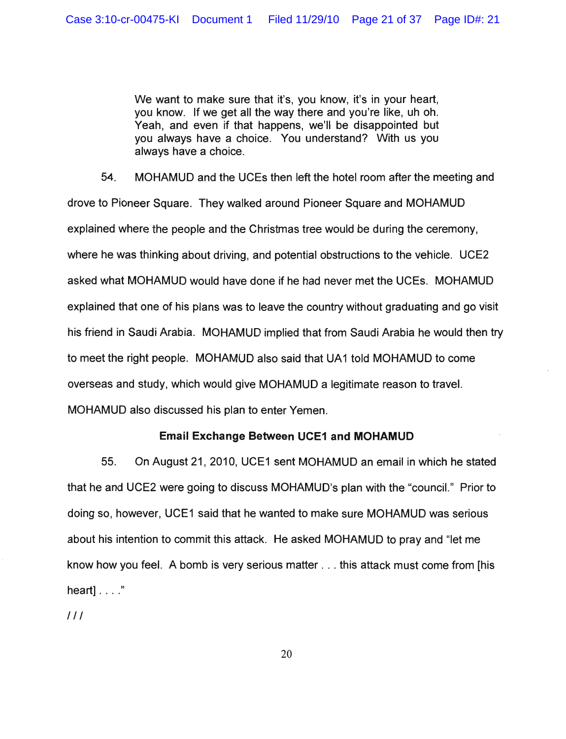> We want to make sure that it's, you know, it's in your heart, you know. If we get all the way there and you're like, uh oh. Yeah, and even if that happens, we'll be disappointed but you always have a choice. You understand? With us you always have a choice.

54. MOHAMUD and the UCEs then left the hotel room after the meeting and drove to Pioneer Square. They walked around Pioneer Square and MOHAMUD explained where the people and the Christmas tree would be during the ceremony, where he was thinking about driving, and potential obstructions to the vehicle. UCE2 asked what MOHAMUD would have done if he had never met the UCEs. MOHAMUD explained that one of his plans was to leave the country without graduating and go visit his friend in Saudi Arabia. MOHAMUD implied that from Saudi Arabia he would then try to meet the right people. MOHAMUD also said that UA1 told MOHAMUD to come overseas and study, which would give MOHAMUD a legitimate reason to travel. MOHAMUD also discussed his plan to enter Yemen.

**Email Exchange Between UCE1 and MOHAMUD**

55. On August 21, 2010, UCE1 sent MOHAMUD an email in which he stated that he and UCE2 were going to discuss MOHAMUD's plan with the "council." Prior to doing so, however, UCE1 said that he wanted to make sure MOHAMUD was serious about his intention to commit this attack. He asked MOHAMUD to pray and "let me know how you feel. A bomb is very serious matter . . . this attack must come from [his heart] . . . ."

/ / /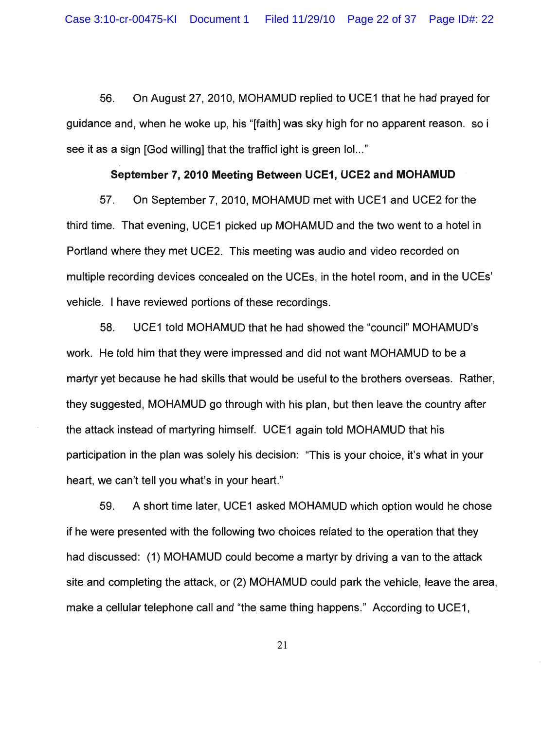56. On August 27, 2010, MOHAMUD replied to UCE1 that he had prayed for guidance and, when he woke up, his "[faith] was sky high for no apparent reason. so i see it as a sign [God willing] that the trafficl ight is green lol..."

**September 7, 2010 Meeting Between UCE1, UCE2 and MOHAMUD**

57. On September 7, 2010, MOHAMUD met with UCE1 and UCE2 for the third time. That evening, UCE1 picked up MOHAMUD and the two went to a hotel in Portland where they met UCE2. This meeting was audio and video recorded on multiple recording devices concealed on the UCEs, in the hotel room, and in the UCEs' vehicle. I have reviewed portions of these recordings.

58. UCE1 told MOHAMUD that he had showed the "council" MOHAMUD's work. He told him that they were impressed and did not want MOHAMUD to be a martyr yet because he had skills that would be useful to the brothers overseas. Rather, they suggested, MOHAMUD go through with his plan, but then leave the country after the attack instead of martyring himself. UCE1 again told MOHAMUD that his participation in the plan was solely his decision: "This is your choice, it's what in your heart, we can't tell you what's in your heart."

59. A short time later, UCE1 asked MOHAMUD which option would he chose if he were presented with the following two choices related to the operation that they had discussed: (1) MOHAMUD could become a martyr by driving a van to the attack site and completing the attack, or (2) MOHAMUD could park the vehicle, leave the area, make a cellular telephone call and "the same thing happens." According to UCE1,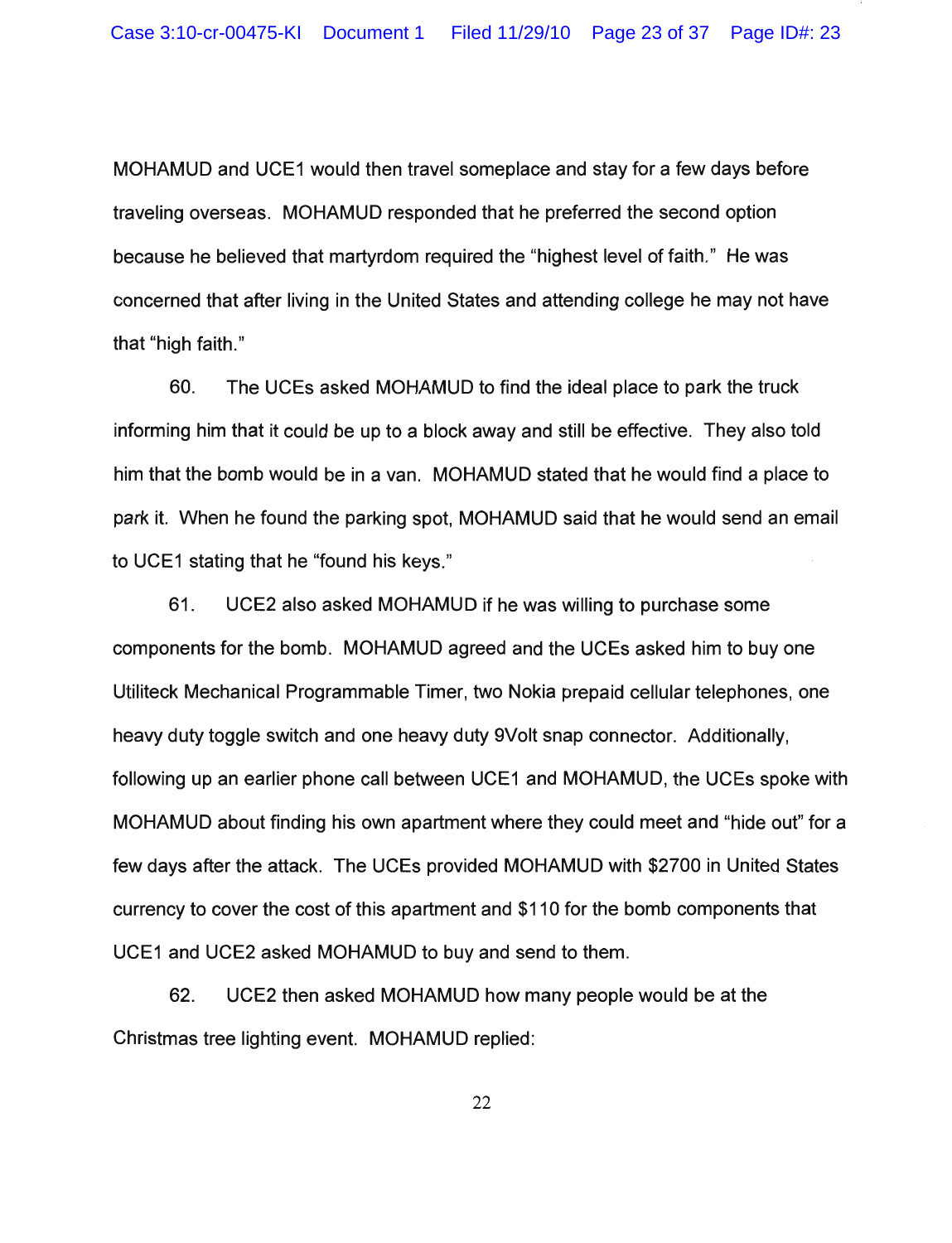MOHAMUD and UCE1 would then travel someplace and stay for a few days before traveling overseas. MOHAMUD responded that he preferred the second option because he believed that martyrdom required the "highest level of faith." He was concerned that after living in the United States and attending college he may not have that "high faith."

60. The UCEs asked MOHAMUD to find the ideal place to park the truck informing him that it could be up to a block away and still be effective. They also told him that the bomb would be in a van. MOHAMUD stated that he would find a place to park it. When he found the parking spot, MOHAMUD said that he would send an email to UCE1 stating that he "found his keys."

61. UCE2 also asked MOHAMUD if he was willing to purchase some components for the bomb. MOHAMUD agreed and the UCEs asked him to buy one Utiliteck Mechanical Programmable Timer, two Nokia prepaid cellular telephones, one heavy duty toggle switch and one heavy duty 9Volt snap connector. Additionally, following up an earlier phone call between UCE1 and MOHAMUD, the UCEs spoke with MOHAMUD about finding his own apartment where they could meet and "hide out" for a few days after the attack. The UCEs provided MOHAMUD with $2700 in United States currency to cover the cost of this apartment and $110 for the bomb components that UCE1 and UCE2 asked MOHAMUD to buy and send to them.

62. UCE2 then asked MOHAMUD how many people would be at the Christmas tree lighting event. MOHAMUD replied: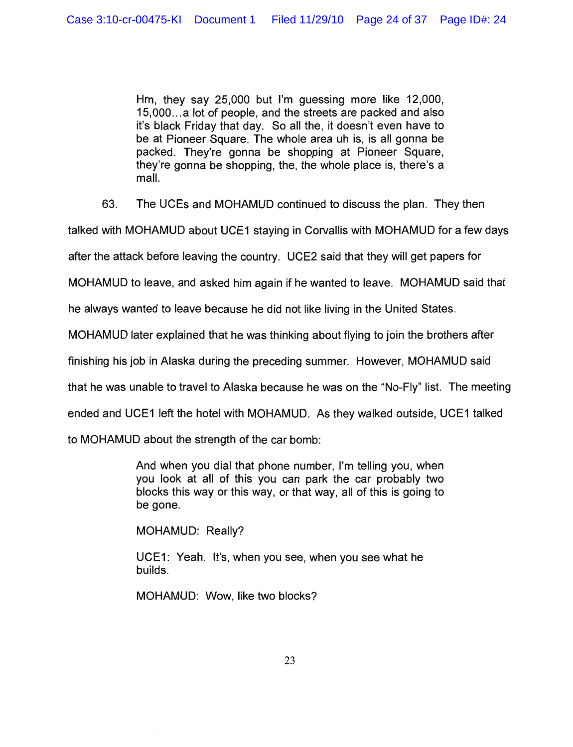> Hm, they say 25,000 but I'm guessing more like 12,000, 15,000…a lot of people, and the streets are packed and also it's black Friday that day. So all the, it doesn't even have to be at Pioneer Square. The whole area uh is, is all gonna be packed. They're gonna be shopping at Pioneer Square, they're gonna be shopping, the, the whole place is, there's a mall.

63. The UCEs and MOHAMUD continued to discuss the plan. They then talked with MOHAMUD about UCE1 staying in Corvallis with MOHAMUD for a few days after the attack before leaving the country. UCE2 said that they will get papers for MOHAMUD to leave, and asked him again if he wanted to leave. MOHAMUD said that he always wanted to leave because he did not like living in the United States. MOHAMUD later explained that he was thinking about flying to join the brothers after finishing his job in Alaska during the preceding summer. However, MOHAMUD said that he was unable to travel to Alaska because he was on the "No-Fly" list. The meeting ended and UCE1 left the hotel with MOHAMUD. As they walked outside, UCE1 talked to MOHAMUD about the strength of the car bomb:

> And when you dial that phone number, I'm telling you, when you look at all of this you can park the car probably two blocks this way or this way, or that way, all of this is going to be gone.
>
> MOHAMUD: Really?
>
> UCE1: Yeah. It's, when you see, when you see what he builds.
>
> MOHAMUD: Wow, like two blocks?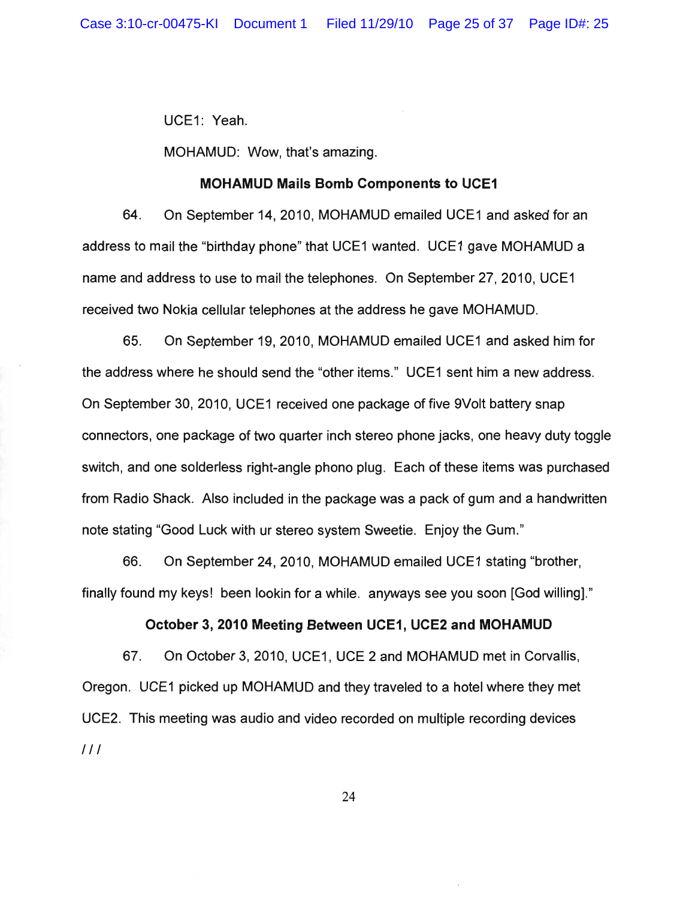UCE1: Yeah.

MOHAMUD: Wow, that's amazing.

**MOHAMUD Mails Bomb Components to UCE1**

64. On September 14, 2010, MOHAMUD emailed UCE1 and asked for an address to mail the "birthday phone" that UCE1 wanted. UCE1 gave MOHAMUD a name and address to use to mail the telephones. On September 27, 2010, UCE1 received two Nokia cellular telephones at the address he gave MOHAMUD.

65. On September 19, 2010, MOHAMUD emailed UCE1 and asked him for the address where he should send the "other items." UCE1 sent him a new address. On September 30, 2010, UCE1 received one package of five 9Volt battery snap connectors, one package of two quarter inch stereo phone jacks, one heavy duty toggle switch, and one solderless right-angle phono plug. Each of these items was purchased from Radio Shack. Also included in the package was a pack of gum and a handwritten note stating "Good Luck with ur stereo system Sweetie. Enjoy the Gum."

66. On September 24, 2010, MOHAMUD emailed UCE1 stating "brother, finally found my keys! been lookin for a while. anyways see you soon [God willing]."

**October 3, 2010 Meeting Between UCE1, UCE2 and MOHAMUD**

67. On October 3, 2010, UCE1, UCE 2 and MOHAMUD met in Corvallis, Oregon. UCE1 picked up MOHAMUD and they traveled to a hotel where they met UCE2. This meeting was audio and video recorded on multiple recording devices

///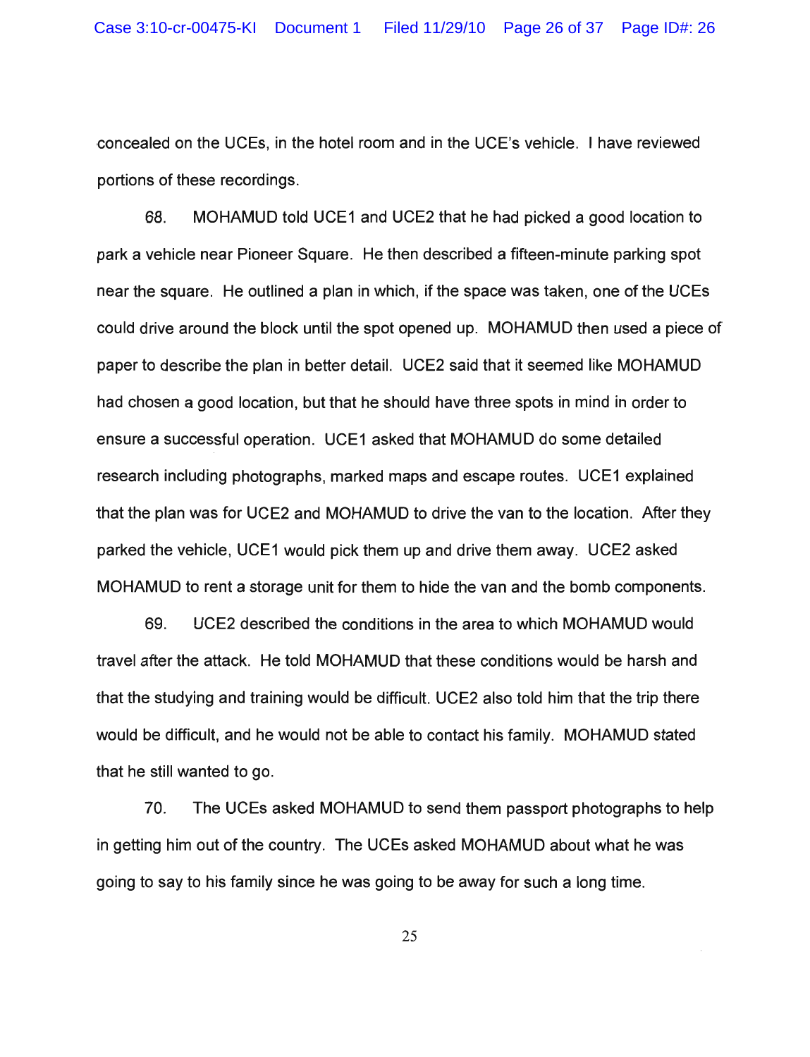concealed on the UCEs, in the hotel room and in the UCE's vehicle. I have reviewed portions of these recordings.

68. MOHAMUD told UCE1 and UCE2 that he had picked a good location to park a vehicle near Pioneer Square. He then described a fifteen-minute parking spot near the square. He outlined a plan in which, if the space was taken, one of the UCEs could drive around the block until the spot opened up. MOHAMUD then used a piece of paper to describe the plan in better detail. UCE2 said that it seemed like MOHAMUD had chosen a good location, but that he should have three spots in mind in order to ensure a successful operation. UCE1 asked that MOHAMUD do some detailed research including photographs, marked maps and escape routes. UCE1 explained that the plan was for UCE2 and MOHAMUD to drive the van to the location. After they parked the vehicle, UCE1 would pick them up and drive them away. UCE2 asked MOHAMUD to rent a storage unit for them to hide the van and the bomb components.

69. UCE2 described the conditions in the area to which MOHAMUD would travel after the attack. He told MOHAMUD that these conditions would be harsh and that the studying and training would be difficult. UCE2 also told him that the trip there would be difficult, and he would not be able to contact his family. MOHAMUD stated that he still wanted to go.

70. The UCEs asked MOHAMUD to send them passport photographs to help in getting him out of the country. The UCEs asked MOHAMUD about what he was going to say to his family since he was going to be away for such a long time.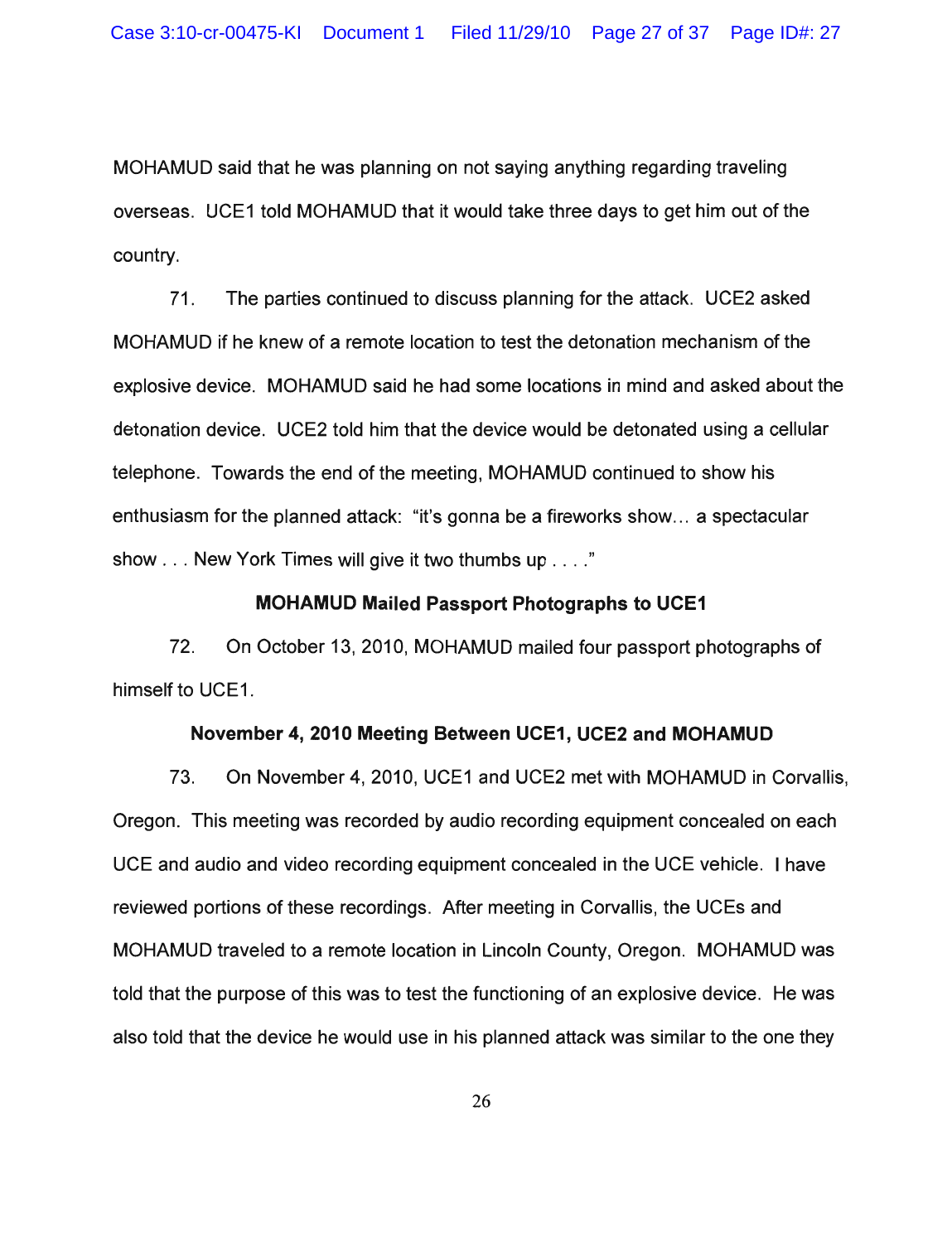MOHAMUD said that he was planning on not saying anything regarding traveling overseas. UCE1 told MOHAMUD that it would take three days to get him out of the country.

71. The parties continued to discuss planning for the attack. UCE2 asked MOHAMUD if he knew of a remote location to test the detonation mechanism of the explosive device. MOHAMUD said he had some locations in mind and asked about the detonation device. UCE2 told him that the device would be detonated using a cellular telephone. Towards the end of the meeting, MOHAMUD continued to show his enthusiasm for the planned attack: "it's gonna be a fireworks show... a spectacular show . . . New York Times will give it two thumbs up . . . ."

**MOHAMUD Mailed Passport Photographs to UCE1**

72. On October 13, 2010, MOHAMUD mailed four passport photographs of himself to UCE1.

**November 4, 2010 Meeting Between UCE1, UCE2 and MOHAMUD**

73. On November 4, 2010, UCE1 and UCE2 met with MOHAMUD in Corvallis, Oregon. This meeting was recorded by audio recording equipment concealed on each UCE and audio and video recording equipment concealed in the UCE vehicle. I have reviewed portions of these recordings. After meeting in Corvallis, the UCEs and MOHAMUD traveled to a remote location in Lincoln County, Oregon. MOHAMUD was told that the purpose of this was to test the functioning of an explosive device. He was also told that the device he would use in his planned attack was similar to the one they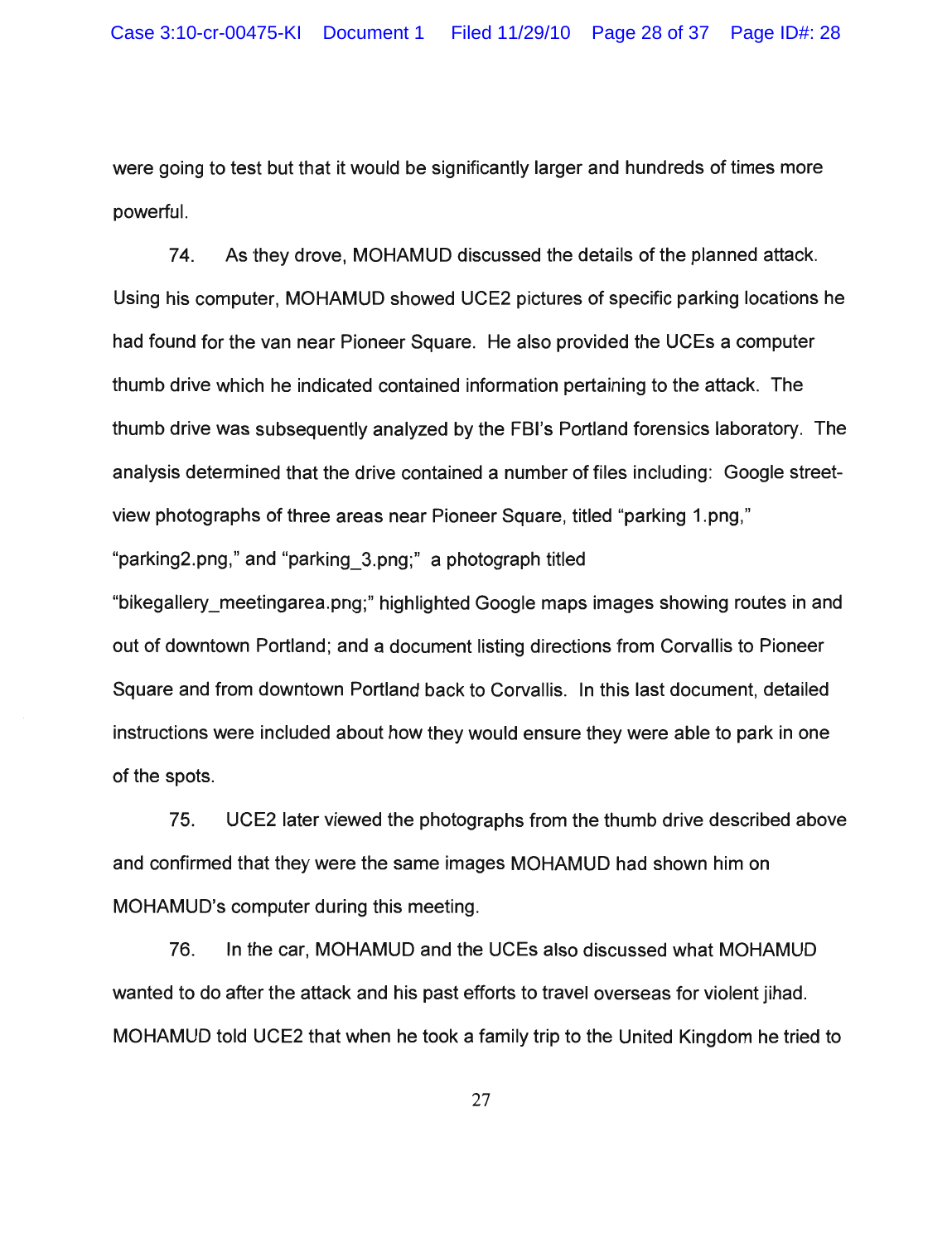were going to test but that it would be significantly larger and hundreds of times more powerful.

74. As they drove, MOHAMUD discussed the details of the planned attack. Using his computer, MOHAMUD showed UCE2 pictures of specific parking locations he had found for the van near Pioneer Square. He also provided the UCEs a computer thumb drive which he indicated contained information pertaining to the attack. The thumb drive was subsequently analyzed by the FBI's Portland forensics laboratory. The analysis determined that the drive contained a number of files including: Google street-view photographs of three areas near Pioneer Square, titled "parking 1.png," "parking2.png," and "parking_3.png;" a photograph titled "bikegallery_meetingarea.png;" highlighted Google maps images showing routes in and out of downtown Portland; and a document listing directions from Corvallis to Pioneer Square and from downtown Portland back to Corvallis. In this last document, detailed instructions were included about how they would ensure they were able to park in one of the spots.

75. UCE2 later viewed the photographs from the thumb drive described above and confirmed that they were the same images MOHAMUD had shown him on MOHAMUD's computer during this meeting.

76. In the car, MOHAMUD and the UCEs also discussed what MOHAMUD wanted to do after the attack and his past efforts to travel overseas for violent jihad. MOHAMUD told UCE2 that when he took a family trip to the United Kingdom he tried to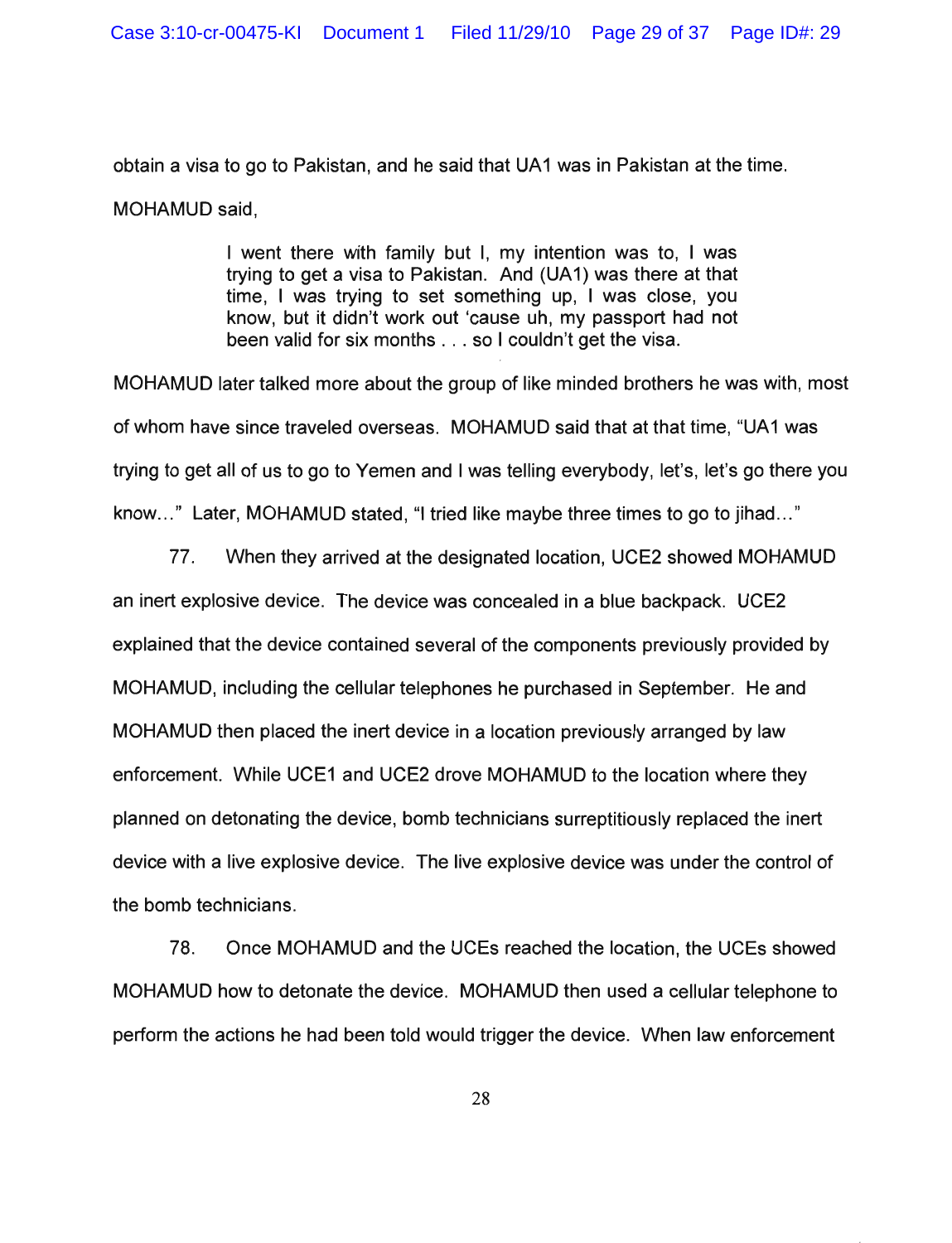obtain a visa to go to Pakistan, and he said that UA1 was in Pakistan at the time. MOHAMUD said,

> I went there with family but I, my intention was to, I was trying to get a visa to Pakistan. And (UA1) was there at that time, I was trying to set something up, I was close, you know, but it didn't work out 'cause uh, my passport had not been valid for six months . . . so I couldn't get the visa.

MOHAMUD later talked more about the group of like minded brothers he was with, most of whom have since traveled overseas. MOHAMUD said that at that time, "UA1 was trying to get all of us to go to Yemen and I was telling everybody, let's, let's go there you know..." Later, MOHAMUD stated, "I tried like maybe three times to go to jihad..."

77. When they arrived at the designated location, UCE2 showed MOHAMUD an inert explosive device. The device was concealed in a blue backpack. UCE2 explained that the device contained several of the components previously provided by MOHAMUD, including the cellular telephones he purchased in September. He and MOHAMUD then placed the inert device in a location previously arranged by law enforcement. While UCE1 and UCE2 drove MOHAMUD to the location where they planned on detonating the device, bomb technicians surreptitiously replaced the inert device with a live explosive device. The live explosive device was under the control of the bomb technicians.

78. Once MOHAMUD and the UCEs reached the location, the UCEs showed MOHAMUD how to detonate the device. MOHAMUD then used a cellular telephone to perform the actions he had been told would trigger the device. When law enforcement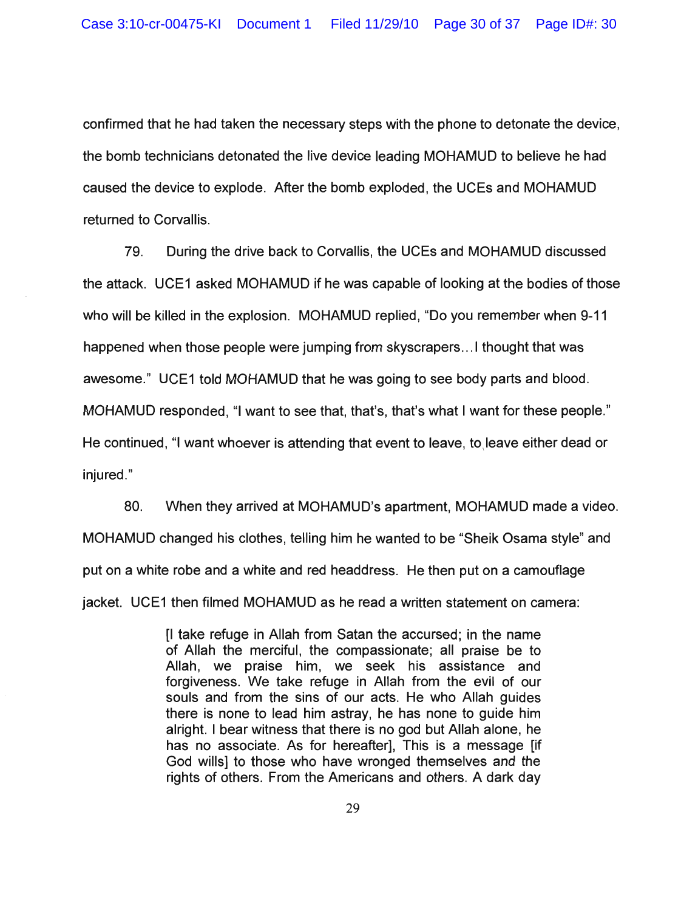confirmed that he had taken the necessary steps with the phone to detonate the device, the bomb technicians detonated the live device leading MOHAMUD to believe he had caused the device to explode. After the bomb exploded, the UCEs and MOHAMUD returned to Corvallis.

79. During the drive back to Corvallis, the UCEs and MOHAMUD discussed the attack. UCE1 asked MOHAMUD if he was capable of looking at the bodies of those who will be killed in the explosion. MOHAMUD replied, "Do you remember when 9-11 happened when those people were jumping from skyscrapers…I thought that was awesome." UCE1 told MOHAMUD that he was going to see body parts and blood. MOHAMUD responded, "I want to see that, that's, that's what I want for these people." He continued, "I want whoever is attending that event to leave, to leave either dead or injured."

80. When they arrived at MOHAMUD's apartment, MOHAMUD made a video. MOHAMUD changed his clothes, telling him he wanted to be "Sheik Osama style" and put on a white robe and a white and red headdress. He then put on a camouflage jacket. UCE1 then filmed MOHAMUD as he read a written statement on camera:

> [I take refuge in Allah from Satan the accursed; in the name of Allah the merciful, the compassionate; all praise be to Allah, we praise him, we seek his assistance and forgiveness. We take refuge in Allah from the evil of our souls and from the sins of our acts. He who Allah guides there is none to lead him astray, he has none to guide him alright. I bear witness that there is no god but Allah alone, he has no associate. As for hereafter], This is a message [if God wills] to those who have wronged themselves and the rights of others. From the Americans and others. A dark day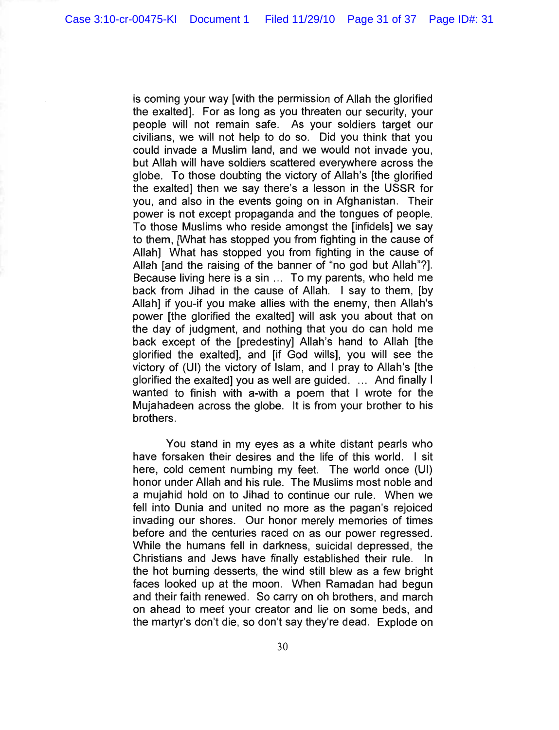is coming your way [with the permission of Allah the glorified the exalted]. For as long as you threaten our security, your people will not remain safe. As your soldiers target our civilians, we will not help to do so. Did you think that you could invade a Muslim land, and we would not invade you, but Allah will have soldiers scattered everywhere across the globe. To those doubting the victory of Allah's [the glorified the exalted] then we say there's a lesson in the USSR for you, and also in the events going on in Afghanistan. Their power is not except propaganda and the tongues of people. To those Muslims who reside amongst the [infidels] we say to them, [What has stopped you from fighting in the cause of Allah] What has stopped you from fighting in the cause of Allah [and the raising of the banner of "no god but Allah"?]. Because living here is a sin ... To my parents, who held me back from Jihad in the cause of Allah. I say to them, [by Allah] if you-if you make allies with the enemy, then Allah's power [the glorified the exalted] will ask you about that on the day of judgment, and nothing that you do can hold me back except of the [predestiny] Allah's hand to Allah [the glorified the exalted], and [if God wills], you will see the victory of (UI) the victory of Islam, and I pray to Allah's [the glorified the exalted] you as well are guided. ... And finally I wanted to finish with a-with a poem that I wrote for the Mujahadeen across the globe. It is from your brother to his brothers.

You stand in my eyes as a white distant pearls who have forsaken their desires and the life of this world. I sit here, cold cement numbing my feet. The world once (UI) honor under Allah and his rule. The Muslims most noble and a mujahid hold on to Jihad to continue our rule. When we fell into Dunia and united no more as the pagan's rejoiced invading our shores. Our honor merely memories of times before and the centuries raced on as our power regressed. While the humans fell in darkness, suicidal depressed, the Christians and Jews have finally established their rule. In the hot burning desserts, the wind still blew as a few bright faces looked up at the moon. When Ramadan had begun and their faith renewed. So carry on oh brothers, and march on ahead to meet your creator and lie on some beds, and the martyr's don't die, so don't say they're dead. Explode on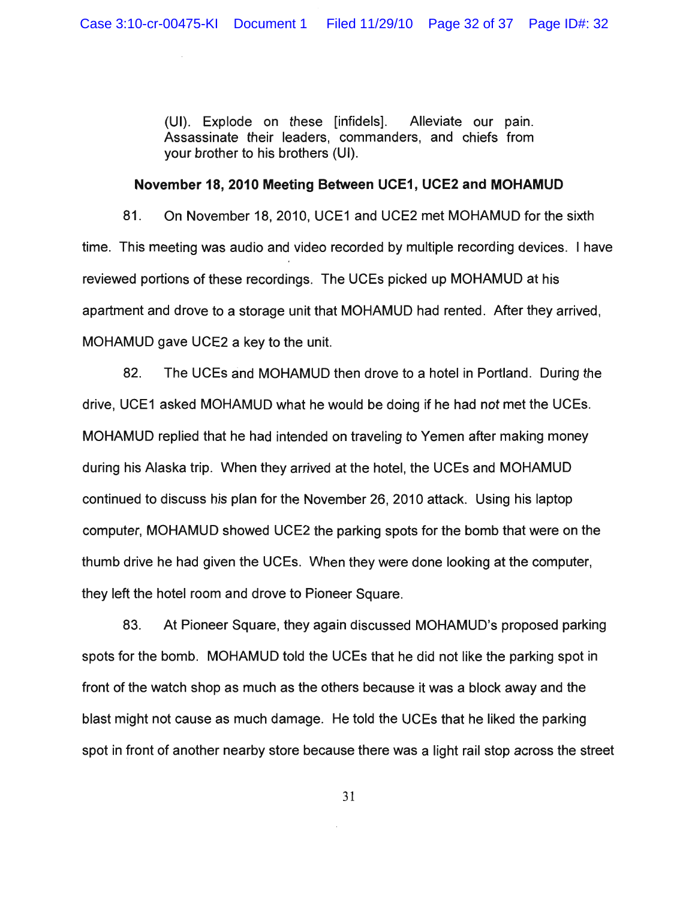(UI). Explode on these [infidels]. Alleviate our pain. Assassinate their leaders, commanders, and chiefs from your brother to his brothers (UI).

**November 18, 2010 Meeting Between UCE1, UCE2 and MOHAMUD**

81. On November 18, 2010, UCE1 and UCE2 met MOHAMUD for the sixth time. This meeting was audio and video recorded by multiple recording devices. I have reviewed portions of these recordings. The UCEs picked up MOHAMUD at his apartment and drove to a storage unit that MOHAMUD had rented. After they arrived, MOHAMUD gave UCE2 a key to the unit.

82. The UCEs and MOHAMUD then drove to a hotel in Portland. During the drive, UCE1 asked MOHAMUD what he would be doing if he had not met the UCEs. MOHAMUD replied that he had intended on traveling to Yemen after making money during his Alaska trip. When they arrived at the hotel, the UCEs and MOHAMUD continued to discuss his plan for the November 26, 2010 attack. Using his laptop computer, MOHAMUD showed UCE2 the parking spots for the bomb that were on the thumb drive he had given the UCEs. When they were done looking at the computer, they left the hotel room and drove to Pioneer Square.

83. At Pioneer Square, they again discussed MOHAMUD's proposed parking spots for the bomb. MOHAMUD told the UCEs that he did not like the parking spot in front of the watch shop as much as the others because it was a block away and the blast might not cause as much damage. He told the UCEs that he liked the parking spot in front of another nearby store because there was a light rail stop across the street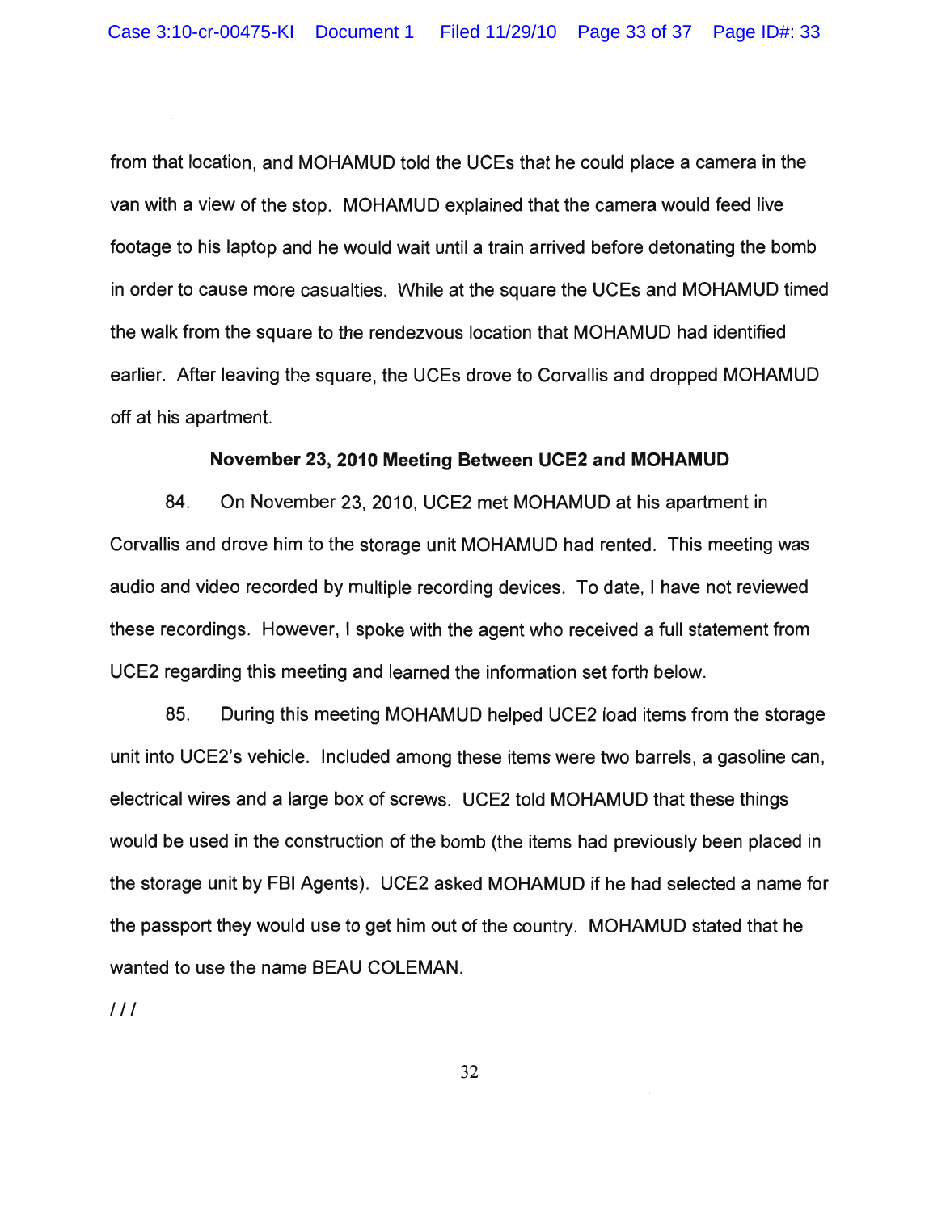from that location, and MOHAMUD told the UCEs that he could place a camera in the van with a view of the stop. MOHAMUD explained that the camera would feed live footage to his laptop and he would wait until a train arrived before detonating the bomb in order to cause more casualties. While at the square the UCEs and MOHAMUD timed the walk from the square to the rendezvous location that MOHAMUD had identified earlier. After leaving the square, the UCEs drove to Corvallis and dropped MOHAMUD off at his apartment.

**November 23, 2010 Meeting Between UCE2 and MOHAMUD**

84. On November 23, 2010, UCE2 met MOHAMUD at his apartment in Corvallis and drove him to the storage unit MOHAMUD had rented. This meeting was audio and video recorded by multiple recording devices. To date, I have not reviewed these recordings. However, I spoke with the agent who received a full statement from UCE2 regarding this meeting and learned the information set forth below.

85. During this meeting MOHAMUD helped UCE2 load items from the storage unit into UCE2's vehicle. Included among these items were two barrels, a gasoline can, electrical wires and a large box of screws. UCE2 told MOHAMUD that these things would be used in the construction of the bomb (the items had previously been placed in the storage unit by FBI Agents). UCE2 asked MOHAMUD if he had selected a name for the passport they would use to get him out of the country. MOHAMUD stated that he wanted to use the name BEAU COLEMAN.

///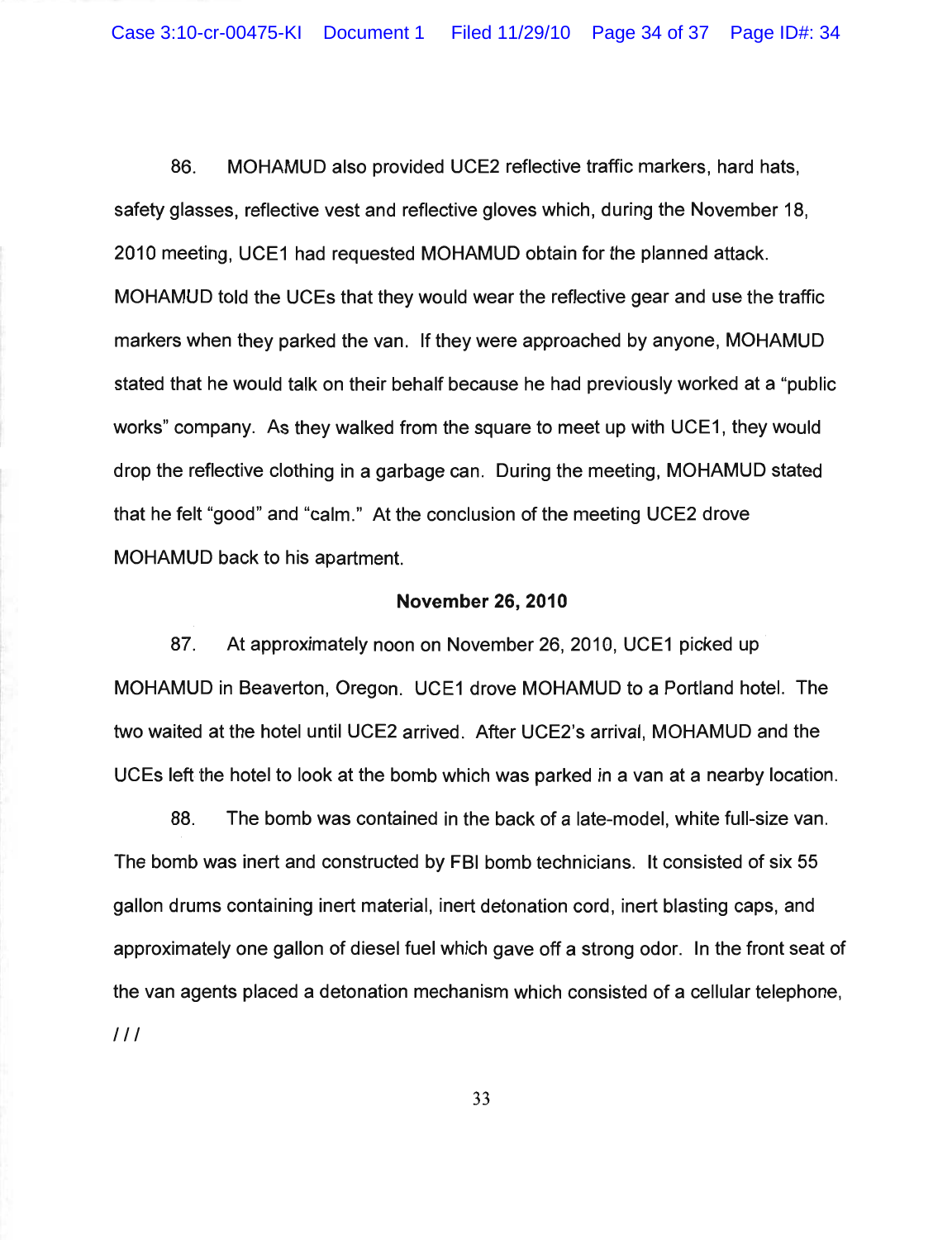86. MOHAMUD also provided UCE2 reflective traffic markers, hard hats, safety glasses, reflective vest and reflective gloves which, during the November 18, 2010 meeting, UCE1 had requested MOHAMUD obtain for the planned attack. MOHAMUD told the UCEs that they would wear the reflective gear and use the traffic markers when they parked the van. If they were approached by anyone, MOHAMUD stated that he would talk on their behalf because he had previously worked at a "public works" company. As they walked from the square to meet up with UCE1, they would drop the reflective clothing in a garbage can. During the meeting, MOHAMUD stated that he felt "good" and "calm." At the conclusion of the meeting UCE2 drove MOHAMUD back to his apartment.

**November 26, 2010**

87. At approximately noon on November 26, 2010, UCE1 picked up MOHAMUD in Beaverton, Oregon. UCE1 drove MOHAMUD to a Portland hotel. The two waited at the hotel until UCE2 arrived. After UCE2's arrival, MOHAMUD and the UCEs left the hotel to look at the bomb which was parked in a van at a nearby location.

88. The bomb was contained in the back of a late-model, white full-size van. The bomb was inert and constructed by FBI bomb technicians. It consisted of six 55 gallon drums containing inert material, inert detonation cord, inert blasting caps, and approximately one gallon of diesel fuel which gave off a strong odor. In the front seat of the van agents placed a detonation mechanism which consisted of a cellular telephone,

/ / /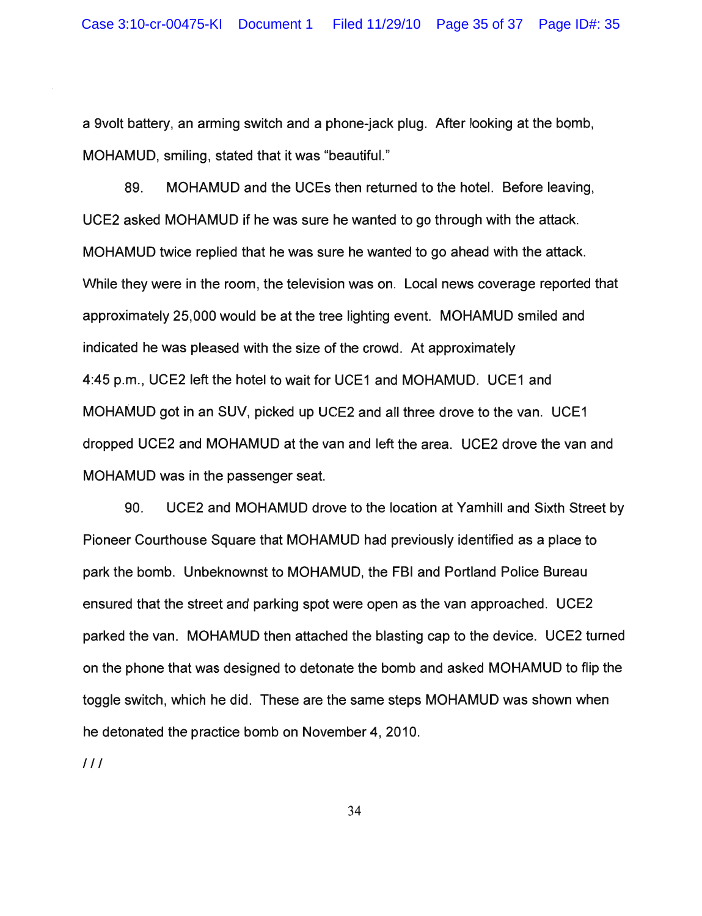a 9volt battery, an arming switch and a phone-jack plug. After looking at the bomb, MOHAMUD, smiling, stated that it was "beautiful."

89. MOHAMUD and the UCEs then returned to the hotel. Before leaving, UCE2 asked MOHAMUD if he was sure he wanted to go through with the attack. MOHAMUD twice replied that he was sure he wanted to go ahead with the attack. While they were in the room, the television was on. Local news coverage reported that approximately 25,000 would be at the tree lighting event. MOHAMUD smiled and indicated he was pleased with the size of the crowd. At approximately 4:45 p.m., UCE2 left the hotel to wait for UCE1 and MOHAMUD. UCE1 and MOHAMUD got in an SUV, picked up UCE2 and all three drove to the van. UCE1 dropped UCE2 and MOHAMUD at the van and left the area. UCE2 drove the van and MOHAMUD was in the passenger seat.

90. UCE2 and MOHAMUD drove to the location at Yamhill and Sixth Street by Pioneer Courthouse Square that MOHAMUD had previously identified as a place to park the bomb. Unbeknownst to MOHAMUD, the FBI and Portland Police Bureau ensured that the street and parking spot were open as the van approached. UCE2 parked the van. MOHAMUD then attached the blasting cap to the device. UCE2 turned on the phone that was designed to detonate the bomb and asked MOHAMUD to flip the toggle switch, which he did. These are the same steps MOHAMUD was shown when he detonated the practice bomb on November 4, 2010.

/ / /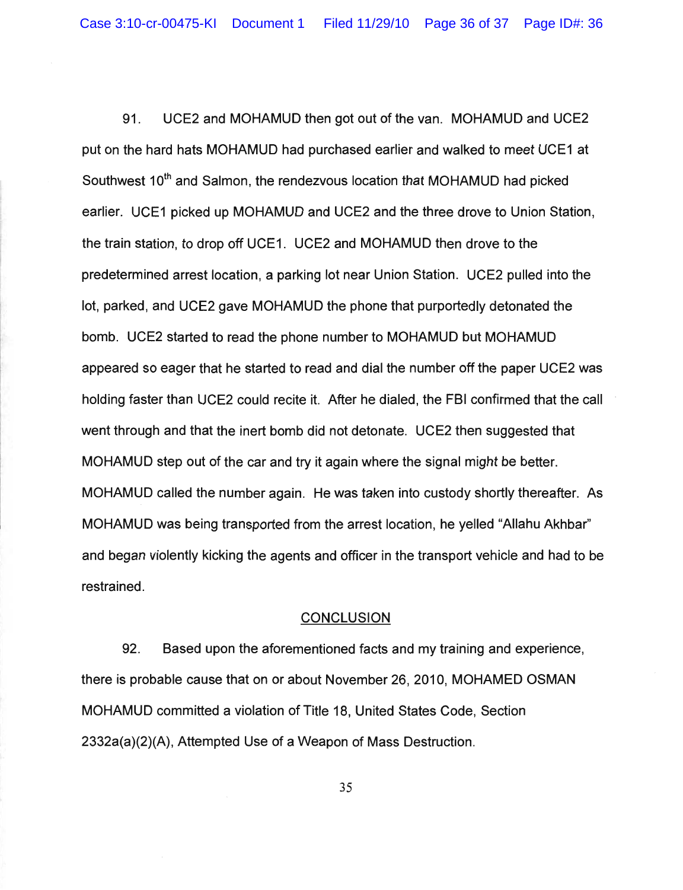91. UCE2 and MOHAMUD then got out of the van. MOHAMUD and UCE2 put on the hard hats MOHAMUD had purchased earlier and walked to meet UCE1 at Southwest 10th and Salmon, the rendezvous location that MOHAMUD had picked earlier. UCE1 picked up MOHAMUD and UCE2 and the three drove to Union Station, the train station, to drop off UCE1. UCE2 and MOHAMUD then drove to the predetermined arrest location, a parking lot near Union Station. UCE2 pulled into the lot, parked, and UCE2 gave MOHAMUD the phone that purportedly detonated the bomb. UCE2 started to read the phone number to MOHAMUD but MOHAMUD appeared so eager that he started to read and dial the number off the paper UCE2 was holding faster than UCE2 could recite it. After he dialed, the FBI confirmed that the call went through and that the inert bomb did not detonate. UCE2 then suggested that MOHAMUD step out of the car and try it again where the signal might be better. MOHAMUD called the number again. He was taken into custody shortly thereafter. As MOHAMUD was being transported from the arrest location, he yelled "Allahu Akhbar" and began violently kicking the agents and officer in the transport vehicle and had to be restrained.

## CONCLUSION

92. Based upon the aforementioned facts and my training and experience, there is probable cause that on or about November 26, 2010, MOHAMED OSMAN MOHAMUD committed a violation of Title 18, United States Code, Section 2332a(a)(2)(A), Attempted Use of a Weapon of Mass Destruction.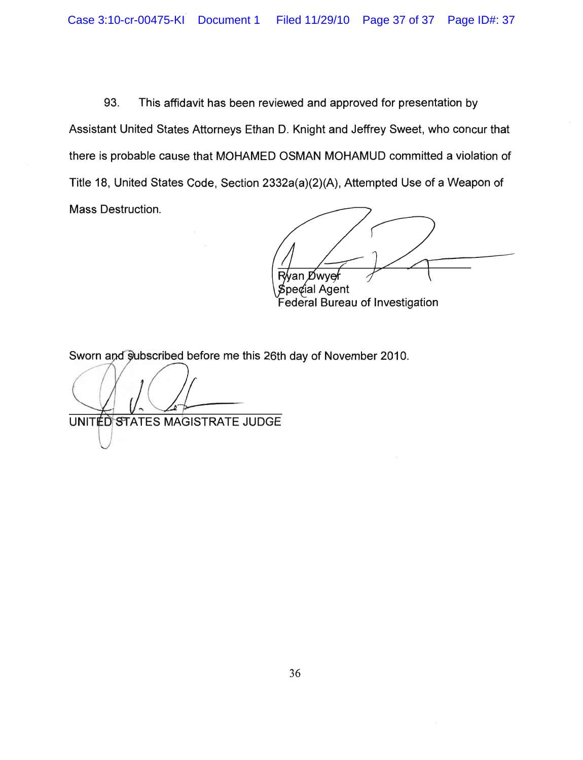93. This affidavit has been reviewed and approved for presentation by Assistant United States Attorneys Ethan D. Knight and Jeffrey Sweet, who concur that there is probable cause that MOHAMED OSMAN MOHAMUD committed a violation of Title 18, United States Code, Section 2332a(a)(2)(A), Attempted Use of a Weapon of Mass Destruction.

Ryan Dwyer
Special Agent
Federal Bureau of Investigation

Sworn and subscribed before me this 26th day of November 2010.

UNITED STATES MAGISTRATE JUDGE